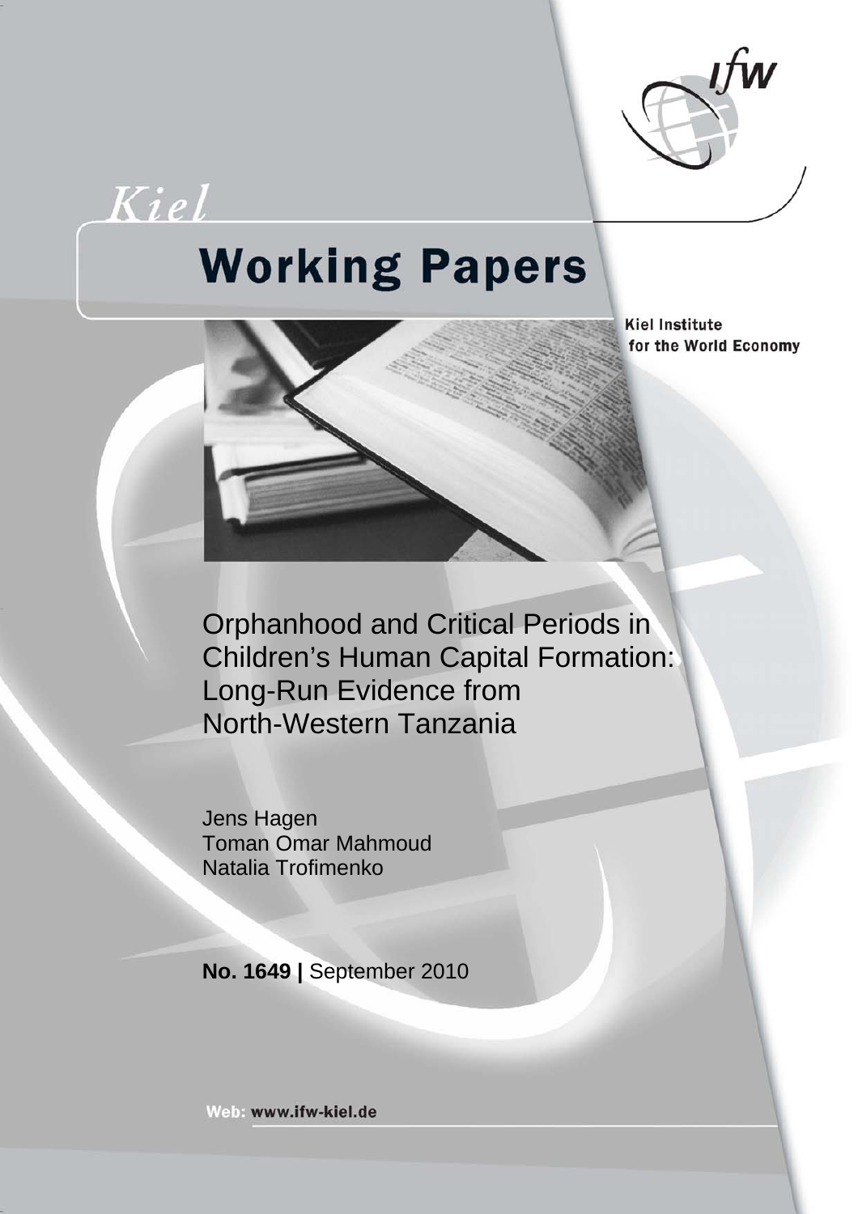Kiel

# Working Papers

Kiel Institute for the World Economy

# Orphanhood and Critical Periods in Children's Human Capital Formation: Long-Run Evidence from North-Western Tanzania

Jens Hagen
Toman Omar Mahmoud
Natalia Trofimenko

**No. 1649 |** September 2010

Web: www.ifw-kiel.de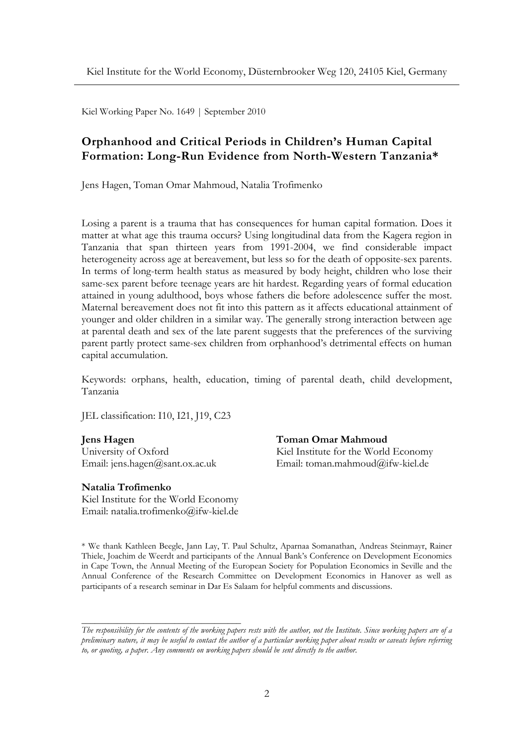Kiel Institute for the World Economy, Düsternbrooker Weg 120, 24105 Kiel, Germany

Kiel Working Paper No. 1649 | September 2010

## Orphanhood and Critical Periods in Children's Human Capital Formation: Long-Run Evidence from North-Western Tanzania*

Jens Hagen, Toman Omar Mahmoud, Natalia Trofimenko

Losing a parent is a trauma that has consequences for human capital formation. Does it matter at what age this trauma occurs? Using longitudinal data from the Kagera region in Tanzania that span thirteen years from 1991-2004, we find considerable impact heterogeneity across age at bereavement, but less so for the death of opposite-sex parents. In terms of long-term health status as measured by body height, children who lose their same-sex parent before teenage years are hit hardest. Regarding years of formal education attained in young adulthood, boys whose fathers die before adolescence suffer the most. Maternal bereavement does not fit into this pattern as it affects educational attainment of younger and older children in a similar way. The generally strong interaction between age at parental death and sex of the late parent suggests that the preferences of the surviving parent partly protect same-sex children from orphanhood's detrimental effects on human capital accumulation.

Keywords: orphans, health, education, timing of parental death, child development, Tanzania

JEL classification: I10, I21, J19, C23

**Jens Hagen**
University of Oxford
Email: jens.hagen@sant.ox.ac.uk

**Toman Omar Mahmoud**
Kiel Institute for the World Economy
Email: toman.mahmoud@ifw-kiel.de

**Natalia Trofimenko**
Kiel Institute for the World Economy
Email: natalia.trofimenko@ifw-kiel.de

\* We thank Kathleen Beegle, Jann Lay, T. Paul Schultz, Aparnaa Somanathan, Andreas Steinmayr, Rainer Thiele, Joachim de Weerdt and participants of the Annual Bank's Conference on Development Economics in Cape Town, the Annual Meeting of the European Society for Population Economics in Seville and the Annual Conference of the Research Committee on Development Economics in Hanover as well as participants of a research seminar in Dar Es Salaam for helpful comments and discussions.

---

*The responsibility for the contents of the working papers rests with the author, not the Institute. Since working papers are of a preliminary nature, it may be useful to contact the author of a particular working paper about results or caveats before referring to, or quoting, a paper. Any comments on working papers should be sent directly to the author.*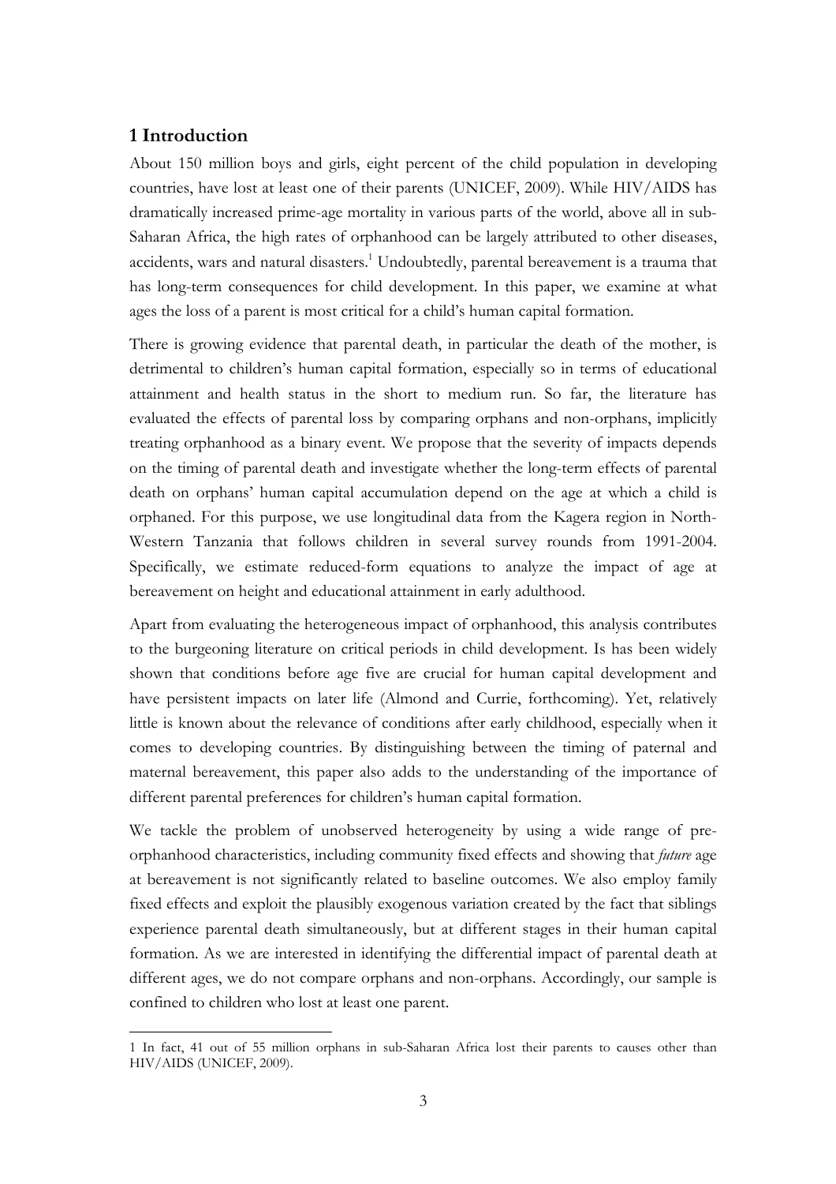## 1 Introduction

About 150 million boys and girls, eight percent of the child population in developing countries, have lost at least one of their parents (UNICEF, 2009). While HIV/AIDS has dramatically increased prime-age mortality in various parts of the world, above all in sub-Saharan Africa, the high rates of orphanhood can be largely attributed to other diseases, accidents, wars and natural disasters.[1] Undoubtedly, parental bereavement is a trauma that has long-term consequences for child development. In this paper, we examine at what ages the loss of a parent is most critical for a child's human capital formation.

There is growing evidence that parental death, in particular the death of the mother, is detrimental to children's human capital formation, especially so in terms of educational attainment and health status in the short to medium run. So far, the literature has evaluated the effects of parental loss by comparing orphans and non-orphans, implicitly treating orphanhood as a binary event. We propose that the severity of impacts depends on the timing of parental death and investigate whether the long-term effects of parental death on orphans' human capital accumulation depend on the age at which a child is orphaned. For this purpose, we use longitudinal data from the Kagera region in North-Western Tanzania that follows children in several survey rounds from 1991-2004. Specifically, we estimate reduced-form equations to analyze the impact of age at bereavement on height and educational attainment in early adulthood.

Apart from evaluating the heterogeneous impact of orphanhood, this analysis contributes to the burgeoning literature on critical periods in child development. Is has been widely shown that conditions before age five are crucial for human capital development and have persistent impacts on later life (Almond and Currie, forthcoming). Yet, relatively little is known about the relevance of conditions after early childhood, especially when it comes to developing countries. By distinguishing between the timing of paternal and maternal bereavement, this paper also adds to the understanding of the importance of different parental preferences for children's human capital formation.

We tackle the problem of unobserved heterogeneity by using a wide range of pre-orphanhood characteristics, including community fixed effects and showing that *future* age at bereavement is not significantly related to baseline outcomes. We also employ family fixed effects and exploit the plausibly exogenous variation created by the fact that siblings experience parental death simultaneously, but at different stages in their human capital formation. As we are interested in identifying the differential impact of parental death at different ages, we do not compare orphans and non-orphans. Accordingly, our sample is confined to children who lost at least one parent.

---

1 In fact, 41 out of 55 million orphans in sub-Saharan Africa lost their parents to causes other than HIV/AIDS (UNICEF, 2009).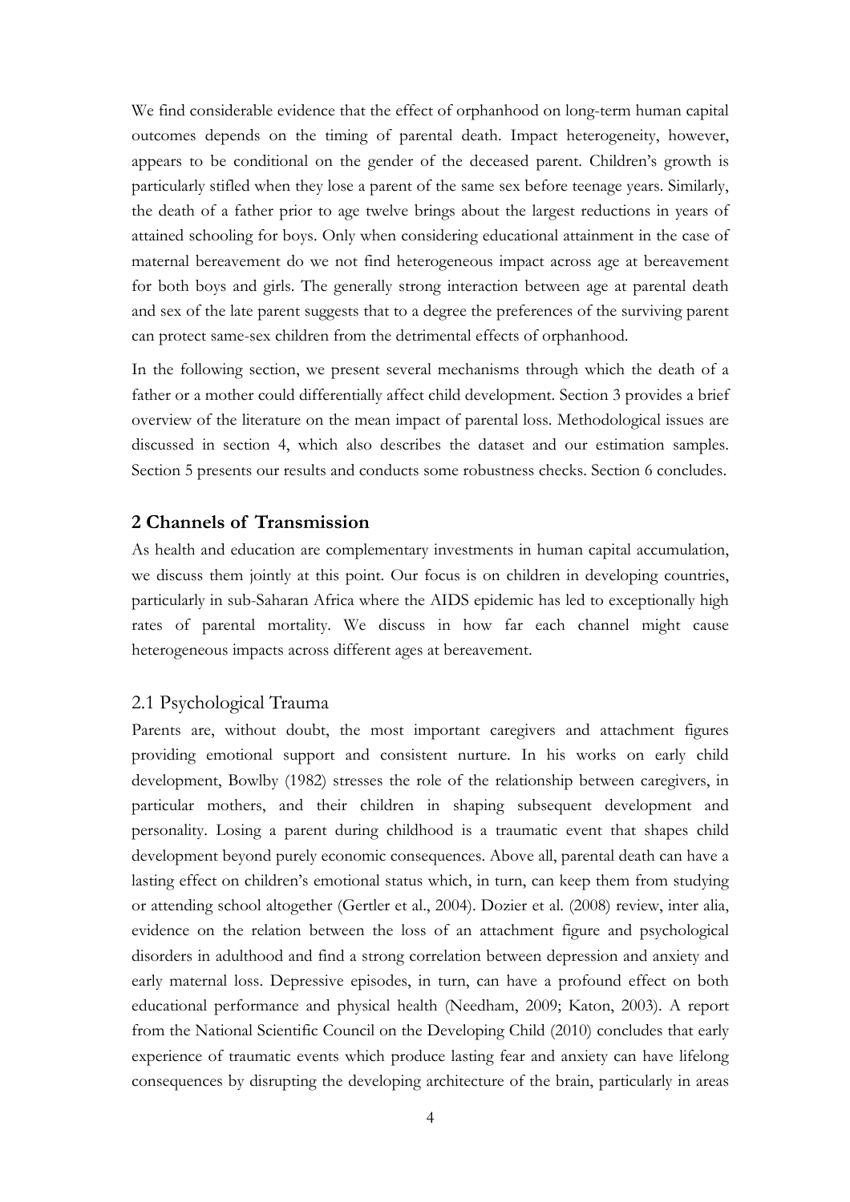We find considerable evidence that the effect of orphanhood on long-term human capital outcomes depends on the timing of parental death. Impact heterogeneity, however, appears to be conditional on the gender of the deceased parent. Children's growth is particularly stifled when they lose a parent of the same sex before teenage years. Similarly, the death of a father prior to age twelve brings about the largest reductions in years of attained schooling for boys. Only when considering educational attainment in the case of maternal bereavement do we not find heterogeneous impact across age at bereavement for both boys and girls. The generally strong interaction between age at parental death and sex of the late parent suggests that to a degree the preferences of the surviving parent can protect same-sex children from the detrimental effects of orphanhood.

In the following section, we present several mechanisms through which the death of a father or a mother could differentially affect child development. Section 3 provides a brief overview of the literature on the mean impact of parental loss. Methodological issues are discussed in section 4, which also describes the dataset and our estimation samples. Section 5 presents our results and conducts some robustness checks. Section 6 concludes.

## 2 Channels of Transmission

As health and education are complementary investments in human capital accumulation, we discuss them jointly at this point. Our focus is on children in developing countries, particularly in sub-Saharan Africa where the AIDS epidemic has led to exceptionally high rates of parental mortality. We discuss in how far each channel might cause heterogeneous impacts across different ages at bereavement.

### 2.1 Psychological Trauma

Parents are, without doubt, the most important caregivers and attachment figures providing emotional support and consistent nurture. In his works on early child development, Bowlby (1982) stresses the role of the relationship between caregivers, in particular mothers, and their children in shaping subsequent development and personality. Losing a parent during childhood is a traumatic event that shapes child development beyond purely economic consequences. Above all, parental death can have a lasting effect on children's emotional status which, in turn, can keep them from studying or attending school altogether (Gertler et al., 2004). Dozier et al. (2008) review, inter alia, evidence on the relation between the loss of an attachment figure and psychological disorders in adulthood and find a strong correlation between depression and anxiety and early maternal loss. Depressive episodes, in turn, can have a profound effect on both educational performance and physical health (Needham, 2009; Katon, 2003). A report from the National Scientific Council on the Developing Child (2010) concludes that early experience of traumatic events which produce lasting fear and anxiety can have lifelong consequences by disrupting the developing architecture of the brain, particularly in areas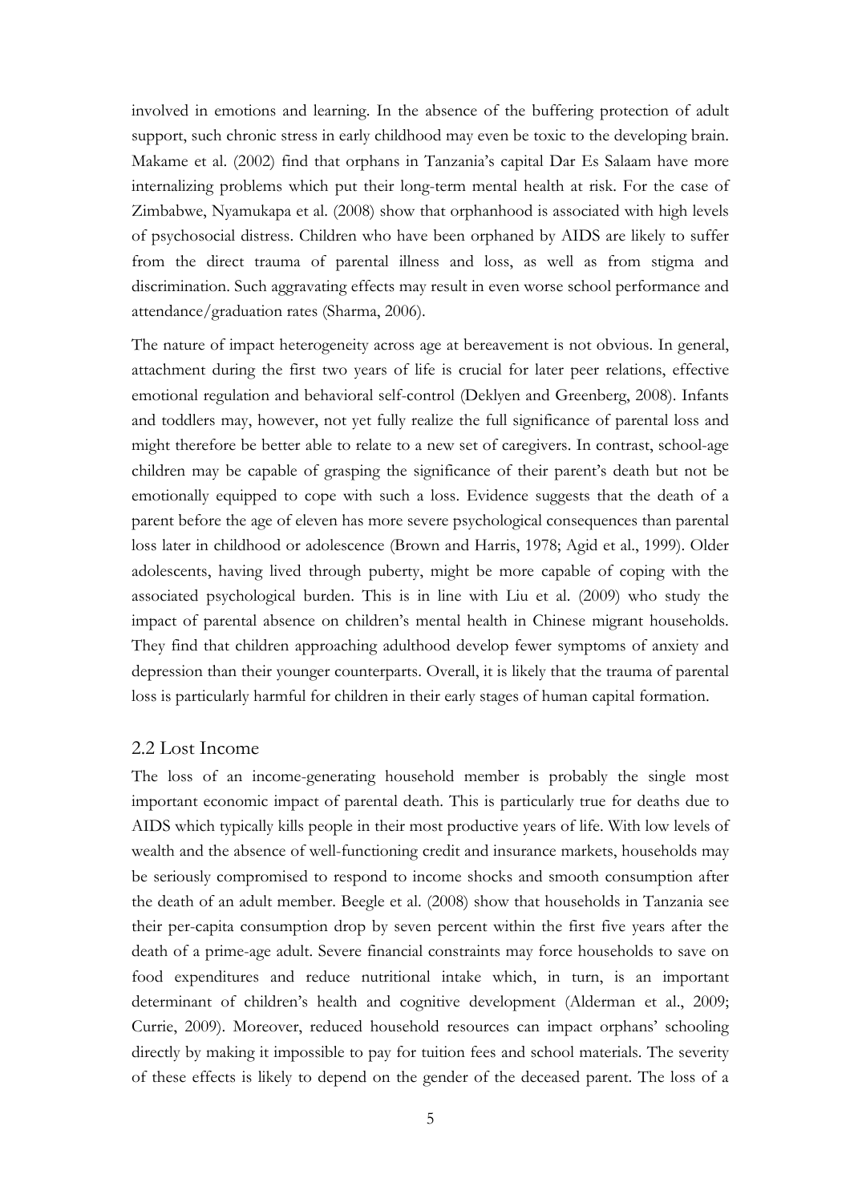involved in emotions and learning. In the absence of the buffering protection of adult support, such chronic stress in early childhood may even be toxic to the developing brain. Makame et al. (2002) find that orphans in Tanzania's capital Dar Es Salaam have more internalizing problems which put their long-term mental health at risk. For the case of Zimbabwe, Nyamukapa et al. (2008) show that orphanhood is associated with high levels of psychosocial distress. Children who have been orphaned by AIDS are likely to suffer from the direct trauma of parental illness and loss, as well as from stigma and discrimination. Such aggravating effects may result in even worse school performance and attendance/graduation rates (Sharma, 2006).

The nature of impact heterogeneity across age at bereavement is not obvious. In general, attachment during the first two years of life is crucial for later peer relations, effective emotional regulation and behavioral self-control (Deklyen and Greenberg, 2008). Infants and toddlers may, however, not yet fully realize the full significance of parental loss and might therefore be better able to relate to a new set of caregivers. In contrast, school-age children may be capable of grasping the significance of their parent's death but not be emotionally equipped to cope with such a loss. Evidence suggests that the death of a parent before the age of eleven has more severe psychological consequences than parental loss later in childhood or adolescence (Brown and Harris, 1978; Agid et al., 1999). Older adolescents, having lived through puberty, might be more capable of coping with the associated psychological burden. This is in line with Liu et al. (2009) who study the impact of parental absence on children's mental health in Chinese migrant households. They find that children approaching adulthood develop fewer symptoms of anxiety and depression than their younger counterparts. Overall, it is likely that the trauma of parental loss is particularly harmful for children in their early stages of human capital formation.

## 2.2 Lost Income

The loss of an income-generating household member is probably the single most important economic impact of parental death. This is particularly true for deaths due to AIDS which typically kills people in their most productive years of life. With low levels of wealth and the absence of well-functioning credit and insurance markets, households may be seriously compromised to respond to income shocks and smooth consumption after the death of an adult member. Beegle et al. (2008) show that households in Tanzania see their per-capita consumption drop by seven percent within the first five years after the death of a prime-age adult. Severe financial constraints may force households to save on food expenditures and reduce nutritional intake which, in turn, is an important determinant of children's health and cognitive development (Alderman et al., 2009; Currie, 2009). Moreover, reduced household resources can impact orphans' schooling directly by making it impossible to pay for tuition fees and school materials. The severity of these effects is likely to depend on the gender of the deceased parent. The loss of a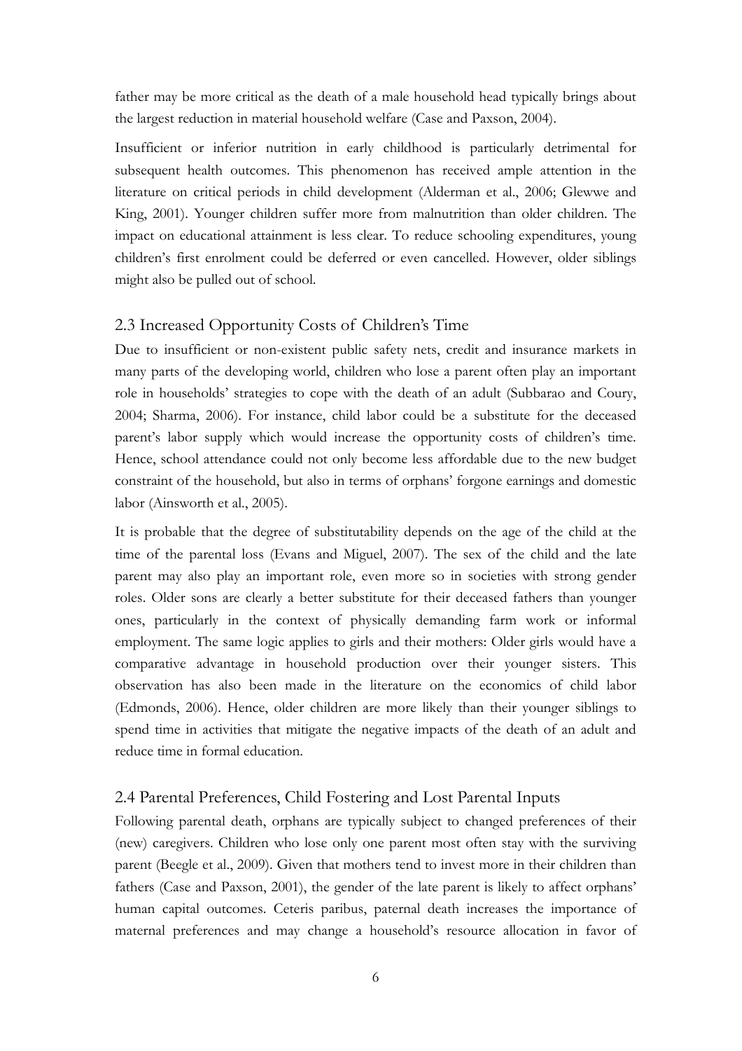father may be more critical as the death of a male household head typically brings about the largest reduction in material household welfare (Case and Paxson, 2004).

Insufficient or inferior nutrition in early childhood is particularly detrimental for subsequent health outcomes. This phenomenon has received ample attention in the literature on critical periods in child development (Alderman et al., 2006; Glewwe and King, 2001). Younger children suffer more from malnutrition than older children. The impact on educational attainment is less clear. To reduce schooling expenditures, young children's first enrolment could be deferred or even cancelled. However, older siblings might also be pulled out of school.

## 2.3 Increased Opportunity Costs of Children's Time

Due to insufficient or non-existent public safety nets, credit and insurance markets in many parts of the developing world, children who lose a parent often play an important role in households' strategies to cope with the death of an adult (Subbarao and Coury, 2004; Sharma, 2006). For instance, child labor could be a substitute for the deceased parent's labor supply which would increase the opportunity costs of children's time. Hence, school attendance could not only become less affordable due to the new budget constraint of the household, but also in terms of orphans' forgone earnings and domestic labor (Ainsworth et al., 2005).

It is probable that the degree of substitutability depends on the age of the child at the time of the parental loss (Evans and Miguel, 2007). The sex of the child and the late parent may also play an important role, even more so in societies with strong gender roles. Older sons are clearly a better substitute for their deceased fathers than younger ones, particularly in the context of physically demanding farm work or informal employment. The same logic applies to girls and their mothers: Older girls would have a comparative advantage in household production over their younger sisters. This observation has also been made in the literature on the economics of child labor (Edmonds, 2006). Hence, older children are more likely than their younger siblings to spend time in activities that mitigate the negative impacts of the death of an adult and reduce time in formal education.

## 2.4 Parental Preferences, Child Fostering and Lost Parental Inputs

Following parental death, orphans are typically subject to changed preferences of their (new) caregivers. Children who lose only one parent most often stay with the surviving parent (Beegle et al., 2009). Given that mothers tend to invest more in their children than fathers (Case and Paxson, 2001), the gender of the late parent is likely to affect orphans' human capital outcomes. Ceteris paribus, paternal death increases the importance of maternal preferences and may change a household's resource allocation in favor of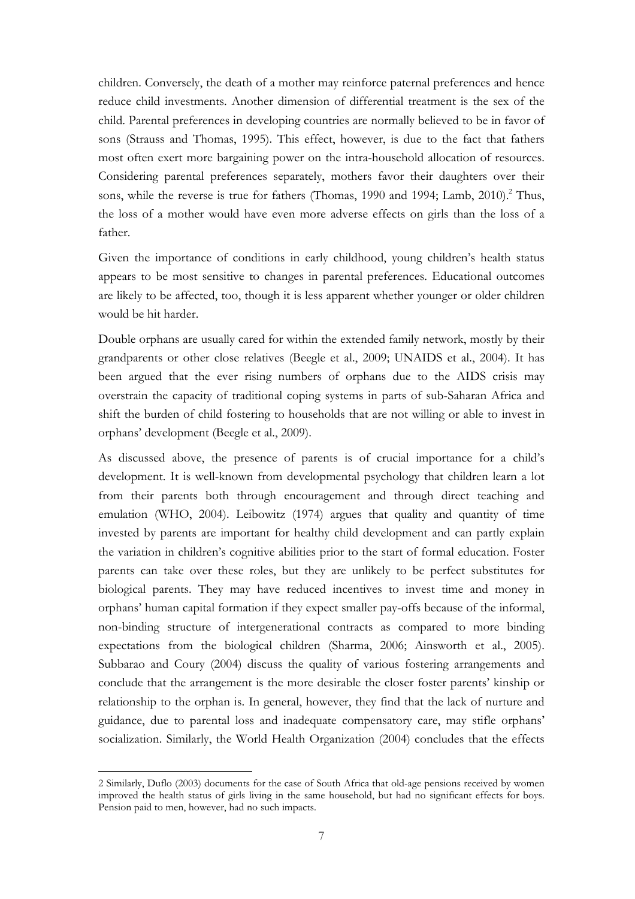children. Conversely, the death of a mother may reinforce paternal preferences and hence reduce child investments. Another dimension of differential treatment is the sex of the child. Parental preferences in developing countries are normally believed to be in favor of sons (Strauss and Thomas, 1995). This effect, however, is due to the fact that fathers most often exert more bargaining power on the intra-household allocation of resources. Considering parental preferences separately, mothers favor their daughters over their sons, while the reverse is true for fathers (Thomas, 1990 and 1994; Lamb, 2010).[2] Thus, the loss of a mother would have even more adverse effects on girls than the loss of a father.

Given the importance of conditions in early childhood, young children's health status appears to be most sensitive to changes in parental preferences. Educational outcomes are likely to be affected, too, though it is less apparent whether younger or older children would be hit harder.

Double orphans are usually cared for within the extended family network, mostly by their grandparents or other close relatives (Beegle et al., 2009; UNAIDS et al., 2004). It has been argued that the ever rising numbers of orphans due to the AIDS crisis may overstrain the capacity of traditional coping systems in parts of sub-Saharan Africa and shift the burden of child fostering to households that are not willing or able to invest in orphans' development (Beegle et al., 2009).

As discussed above, the presence of parents is of crucial importance for a child's development. It is well-known from developmental psychology that children learn a lot from their parents both through encouragement and through direct teaching and emulation (WHO, 2004). Leibowitz (1974) argues that quality and quantity of time invested by parents are important for healthy child development and can partly explain the variation in children's cognitive abilities prior to the start of formal education. Foster parents can take over these roles, but they are unlikely to be perfect substitutes for biological parents. They may have reduced incentives to invest time and money in orphans' human capital formation if they expect smaller pay-offs because of the informal, non-binding structure of intergenerational contracts as compared to more binding expectations from the biological children (Sharma, 2006; Ainsworth et al., 2005). Subbarao and Coury (2004) discuss the quality of various fostering arrangements and conclude that the arrangement is the more desirable the closer foster parents' kinship or relationship to the orphan is. In general, however, they find that the lack of nurture and guidance, due to parental loss and inadequate compensatory care, may stifle orphans' socialization. Similarly, the World Health Organization (2004) concludes that the effects

---

[2] Similarly, Duflo (2003) documents for the case of South Africa that old-age pensions received by women improved the health status of girls living in the same household, but had no significant effects for boys. Pension paid to men, however, had no such impacts.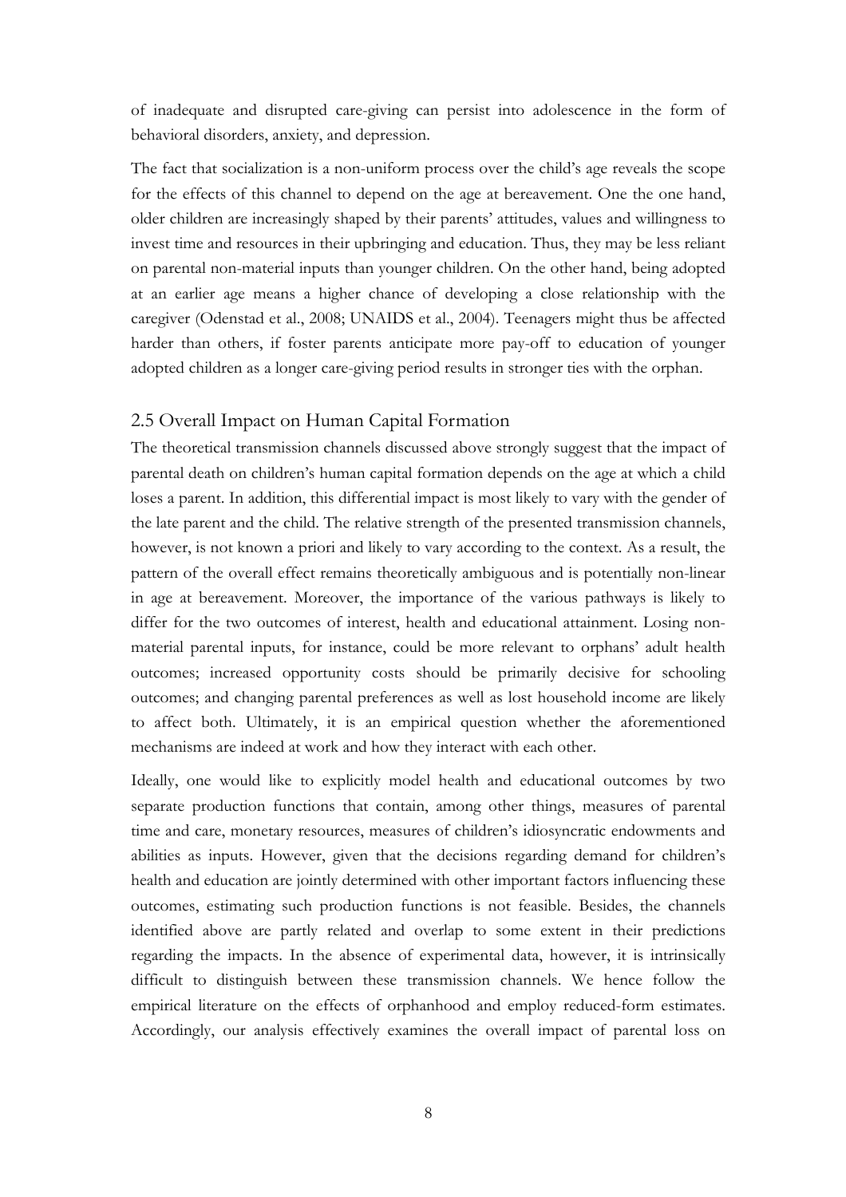of inadequate and disrupted care-giving can persist into adolescence in the form of behavioral disorders, anxiety, and depression.

The fact that socialization is a non-uniform process over the child's age reveals the scope for the effects of this channel to depend on the age at bereavement. One the one hand, older children are increasingly shaped by their parents' attitudes, values and willingness to invest time and resources in their upbringing and education. Thus, they may be less reliant on parental non-material inputs than younger children. On the other hand, being adopted at an earlier age means a higher chance of developing a close relationship with the caregiver (Odenstad et al., 2008; UNAIDS et al., 2004). Teenagers might thus be affected harder than others, if foster parents anticipate more pay-off to education of younger adopted children as a longer care-giving period results in stronger ties with the orphan.

## 2.5 Overall Impact on Human Capital Formation

The theoretical transmission channels discussed above strongly suggest that the impact of parental death on children's human capital formation depends on the age at which a child loses a parent. In addition, this differential impact is most likely to vary with the gender of the late parent and the child. The relative strength of the presented transmission channels, however, is not known a priori and likely to vary according to the context. As a result, the pattern of the overall effect remains theoretically ambiguous and is potentially non-linear in age at bereavement. Moreover, the importance of the various pathways is likely to differ for the two outcomes of interest, health and educational attainment. Losing non-material parental inputs, for instance, could be more relevant to orphans' adult health outcomes; increased opportunity costs should be primarily decisive for schooling outcomes; and changing parental preferences as well as lost household income are likely to affect both. Ultimately, it is an empirical question whether the aforementioned mechanisms are indeed at work and how they interact with each other.

Ideally, one would like to explicitly model health and educational outcomes by two separate production functions that contain, among other things, measures of parental time and care, monetary resources, measures of children's idiosyncratic endowments and abilities as inputs. However, given that the decisions regarding demand for children's health and education are jointly determined with other important factors influencing these outcomes, estimating such production functions is not feasible. Besides, the channels identified above are partly related and overlap to some extent in their predictions regarding the impacts. In the absence of experimental data, however, it is intrinsically difficult to distinguish between these transmission channels. We hence follow the empirical literature on the effects of orphanhood and employ reduced-form estimates. Accordingly, our analysis effectively examines the overall impact of parental loss on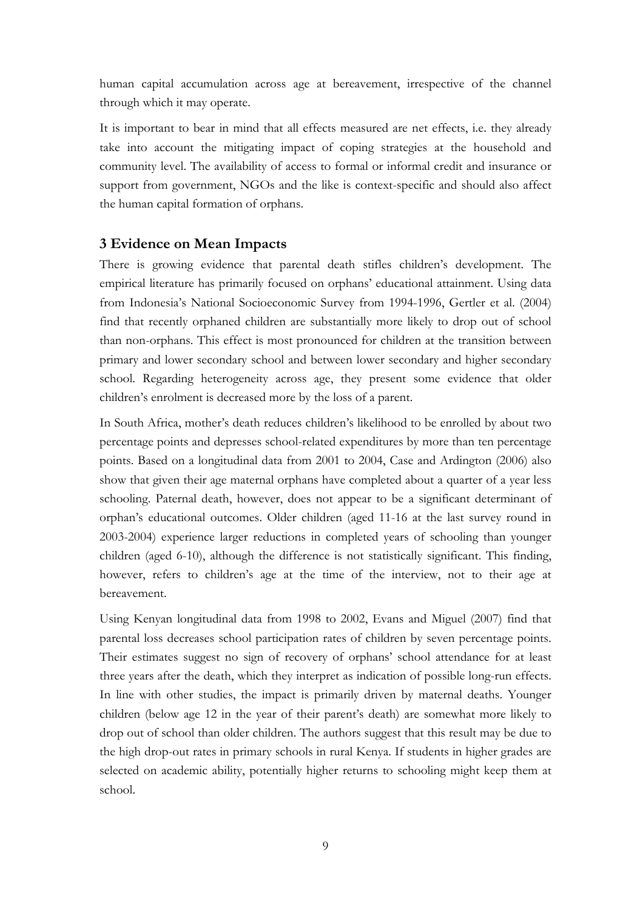human capital accumulation across age at bereavement, irrespective of the channel through which it may operate.

It is important to bear in mind that all effects measured are net effects, i.e. they already take into account the mitigating impact of coping strategies at the household and community level. The availability of access to formal or informal credit and insurance or support from government, NGOs and the like is context-specific and should also affect the human capital formation of orphans.

## 3 Evidence on Mean Impacts

There is growing evidence that parental death stifles children's development. The empirical literature has primarily focused on orphans' educational attainment. Using data from Indonesia's National Socioeconomic Survey from 1994-1996, Gertler et al. (2004) find that recently orphaned children are substantially more likely to drop out of school than non-orphans. This effect is most pronounced for children at the transition between primary and lower secondary school and between lower secondary and higher secondary school. Regarding heterogeneity across age, they present some evidence that older children's enrolment is decreased more by the loss of a parent.

In South Africa, mother's death reduces children's likelihood to be enrolled by about two percentage points and depresses school-related expenditures by more than ten percentage points. Based on a longitudinal data from 2001 to 2004, Case and Ardington (2006) also show that given their age maternal orphans have completed about a quarter of a year less schooling. Paternal death, however, does not appear to be a significant determinant of orphan's educational outcomes. Older children (aged 11-16 at the last survey round in 2003-2004) experience larger reductions in completed years of schooling than younger children (aged 6-10), although the difference is not statistically significant. This finding, however, refers to children's age at the time of the interview, not to their age at bereavement.

Using Kenyan longitudinal data from 1998 to 2002, Evans and Miguel (2007) find that parental loss decreases school participation rates of children by seven percentage points. Their estimates suggest no sign of recovery of orphans' school attendance for at least three years after the death, which they interpret as indication of possible long-run effects. In line with other studies, the impact is primarily driven by maternal deaths. Younger children (below age 12 in the year of their parent's death) are somewhat more likely to drop out of school than older children. The authors suggest that this result may be due to the high drop-out rates in primary schools in rural Kenya. If students in higher grades are selected on academic ability, potentially higher returns to schooling might keep them at school.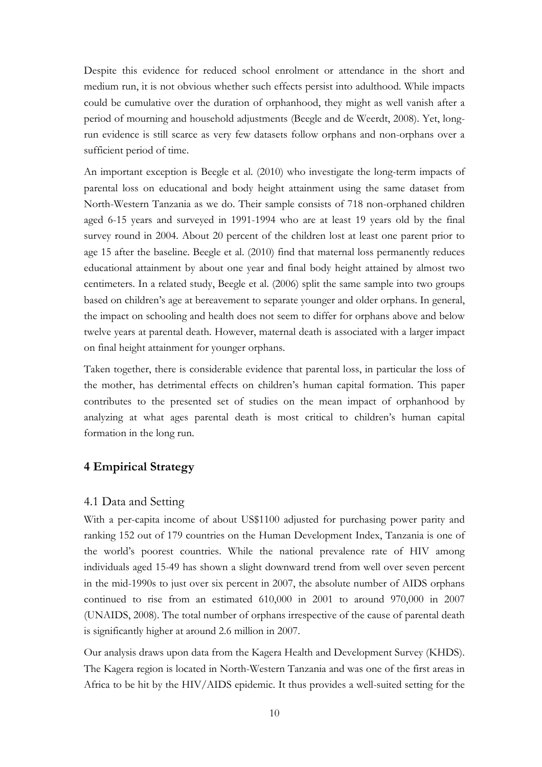Despite this evidence for reduced school enrolment or attendance in the short and medium run, it is not obvious whether such effects persist into adulthood. While impacts could be cumulative over the duration of orphanhood, they might as well vanish after a period of mourning and household adjustments (Beegle and de Weerdt, 2008). Yet, long-run evidence is still scarce as very few datasets follow orphans and non-orphans over a sufficient period of time.

An important exception is Beegle et al. (2010) who investigate the long-term impacts of parental loss on educational and body height attainment using the same dataset from North-Western Tanzania as we do. Their sample consists of 718 non-orphaned children aged 6-15 years and surveyed in 1991-1994 who are at least 19 years old by the final survey round in 2004. About 20 percent of the children lost at least one parent prior to age 15 after the baseline. Beegle et al. (2010) find that maternal loss permanently reduces educational attainment by about one year and final body height attained by almost two centimeters. In a related study, Beegle et al. (2006) split the same sample into two groups based on children's age at bereavement to separate younger and older orphans. In general, the impact on schooling and health does not seem to differ for orphans above and below twelve years at parental death. However, maternal death is associated with a larger impact on final height attainment for younger orphans.

Taken together, there is considerable evidence that parental loss, in particular the loss of the mother, has detrimental effects on children's human capital formation. This paper contributes to the presented set of studies on the mean impact of orphanhood by analyzing at what ages parental death is most critical to children's human capital formation in the long run.

## 4 Empirical Strategy

### 4.1 Data and Setting

With a per-capita income of about US$1100 adjusted for purchasing power parity and ranking 152 out of 179 countries on the Human Development Index, Tanzania is one of the world's poorest countries. While the national prevalence rate of HIV among individuals aged 15-49 has shown a slight downward trend from well over seven percent in the mid-1990s to just over six percent in 2007, the absolute number of AIDS orphans continued to rise from an estimated 610,000 in 2001 to around 970,000 in 2007 (UNAIDS, 2008). The total number of orphans irrespective of the cause of parental death is significantly higher at around 2.6 million in 2007.

Our analysis draws upon data from the Kagera Health and Development Survey (KHDS). The Kagera region is located in North-Western Tanzania and was one of the first areas in Africa to be hit by the HIV/AIDS epidemic. It thus provides a well-suited setting for the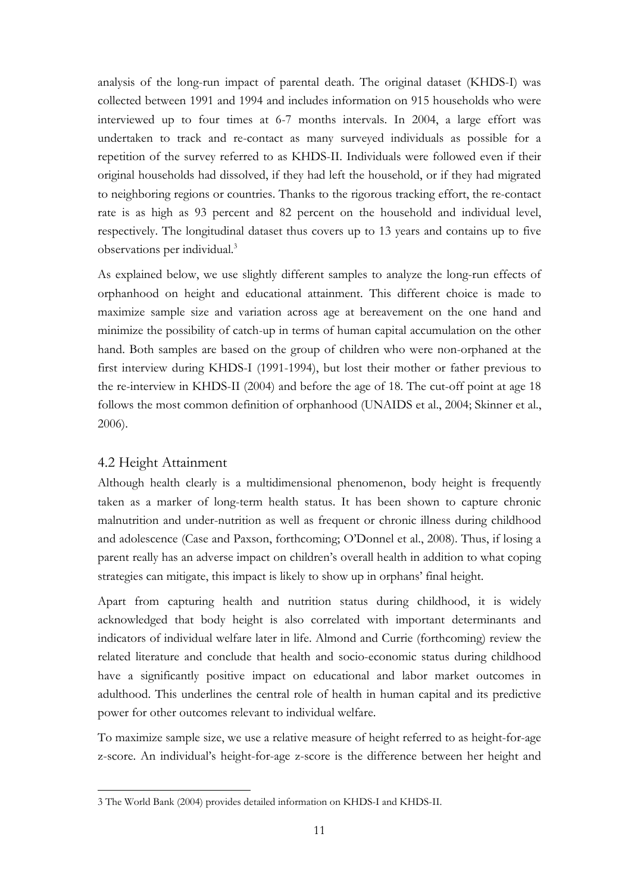analysis of the long-run impact of parental death. The original dataset (KHDS-I) was collected between 1991 and 1994 and includes information on 915 households who were interviewed up to four times at 6-7 months intervals. In 2004, a large effort was undertaken to track and re-contact as many surveyed individuals as possible for a repetition of the survey referred to as KHDS-II. Individuals were followed even if their original households had dissolved, if they had left the household, or if they had migrated to neighboring regions or countries. Thanks to the rigorous tracking effort, the re-contact rate is as high as 93 percent and 82 percent on the household and individual level, respectively. The longitudinal dataset thus covers up to 13 years and contains up to five observations per individual.[3]

As explained below, we use slightly different samples to analyze the long-run effects of orphanhood on height and educational attainment. This different choice is made to maximize sample size and variation across age at bereavement on the one hand and minimize the possibility of catch-up in terms of human capital accumulation on the other hand. Both samples are based on the group of children who were non-orphaned at the first interview during KHDS-I (1991-1994), but lost their mother or father previous to the re-interview in KHDS-II (2004) and before the age of 18. The cut-off point at age 18 follows the most common definition of orphanhood (UNAIDS et al., 2004; Skinner et al., 2006).

## 4.2 Height Attainment

Although health clearly is a multidimensional phenomenon, body height is frequently taken as a marker of long-term health status. It has been shown to capture chronic malnutrition and under-nutrition as well as frequent or chronic illness during childhood and adolescence (Case and Paxson, forthcoming; O'Donnel et al., 2008). Thus, if losing a parent really has an adverse impact on children's overall health in addition to what coping strategies can mitigate, this impact is likely to show up in orphans' final height.

Apart from capturing health and nutrition status during childhood, it is widely acknowledged that body height is also correlated with important determinants and indicators of individual welfare later in life. Almond and Currie (forthcoming) review the related literature and conclude that health and socio-economic status during childhood have a significantly positive impact on educational and labor market outcomes in adulthood. This underlines the central role of health in human capital and its predictive power for other outcomes relevant to individual welfare.

To maximize sample size, we use a relative measure of height referred to as height-for-age z-score. An individual's height-for-age z-score is the difference between her height and

---

3 The World Bank (2004) provides detailed information on KHDS-I and KHDS-II.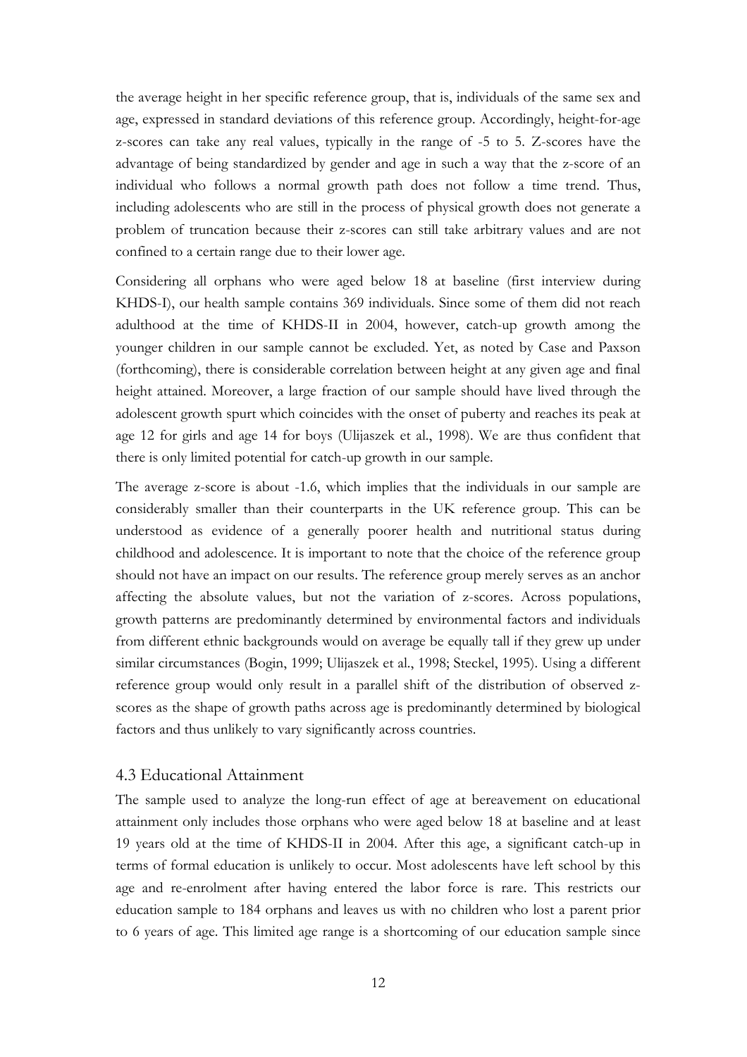the average height in her specific reference group, that is, individuals of the same sex and age, expressed in standard deviations of this reference group. Accordingly, height-for-age z-scores can take any real values, typically in the range of -5 to 5. Z-scores have the advantage of being standardized by gender and age in such a way that the z-score of an individual who follows a normal growth path does not follow a time trend. Thus, including adolescents who are still in the process of physical growth does not generate a problem of truncation because their z-scores can still take arbitrary values and are not confined to a certain range due to their lower age.

Considering all orphans who were aged below 18 at baseline (first interview during KHDS-I), our health sample contains 369 individuals. Since some of them did not reach adulthood at the time of KHDS-II in 2004, however, catch-up growth among the younger children in our sample cannot be excluded. Yet, as noted by Case and Paxson (forthcoming), there is considerable correlation between height at any given age and final height attained. Moreover, a large fraction of our sample should have lived through the adolescent growth spurt which coincides with the onset of puberty and reaches its peak at age 12 for girls and age 14 for boys (Ulijaszek et al., 1998). We are thus confident that there is only limited potential for catch-up growth in our sample.

The average z-score is about -1.6, which implies that the individuals in our sample are considerably smaller than their counterparts in the UK reference group. This can be understood as evidence of a generally poorer health and nutritional status during childhood and adolescence. It is important to note that the choice of the reference group should not have an impact on our results. The reference group merely serves as an anchor affecting the absolute values, but not the variation of z-scores. Across populations, growth patterns are predominantly determined by environmental factors and individuals from different ethnic backgrounds would on average be equally tall if they grew up under similar circumstances (Bogin, 1999; Ulijaszek et al., 1998; Steckel, 1995). Using a different reference group would only result in a parallel shift of the distribution of observed z-scores as the shape of growth paths across age is predominantly determined by biological factors and thus unlikely to vary significantly across countries.

### 4.3 Educational Attainment

The sample used to analyze the long-run effect of age at bereavement on educational attainment only includes those orphans who were aged below 18 at baseline and at least 19 years old at the time of KHDS-II in 2004. After this age, a significant catch-up in terms of formal education is unlikely to occur. Most adolescents have left school by this age and re-enrolment after having entered the labor force is rare. This restricts our education sample to 184 orphans and leaves us with no children who lost a parent prior to 6 years of age. This limited age range is a shortcoming of our education sample since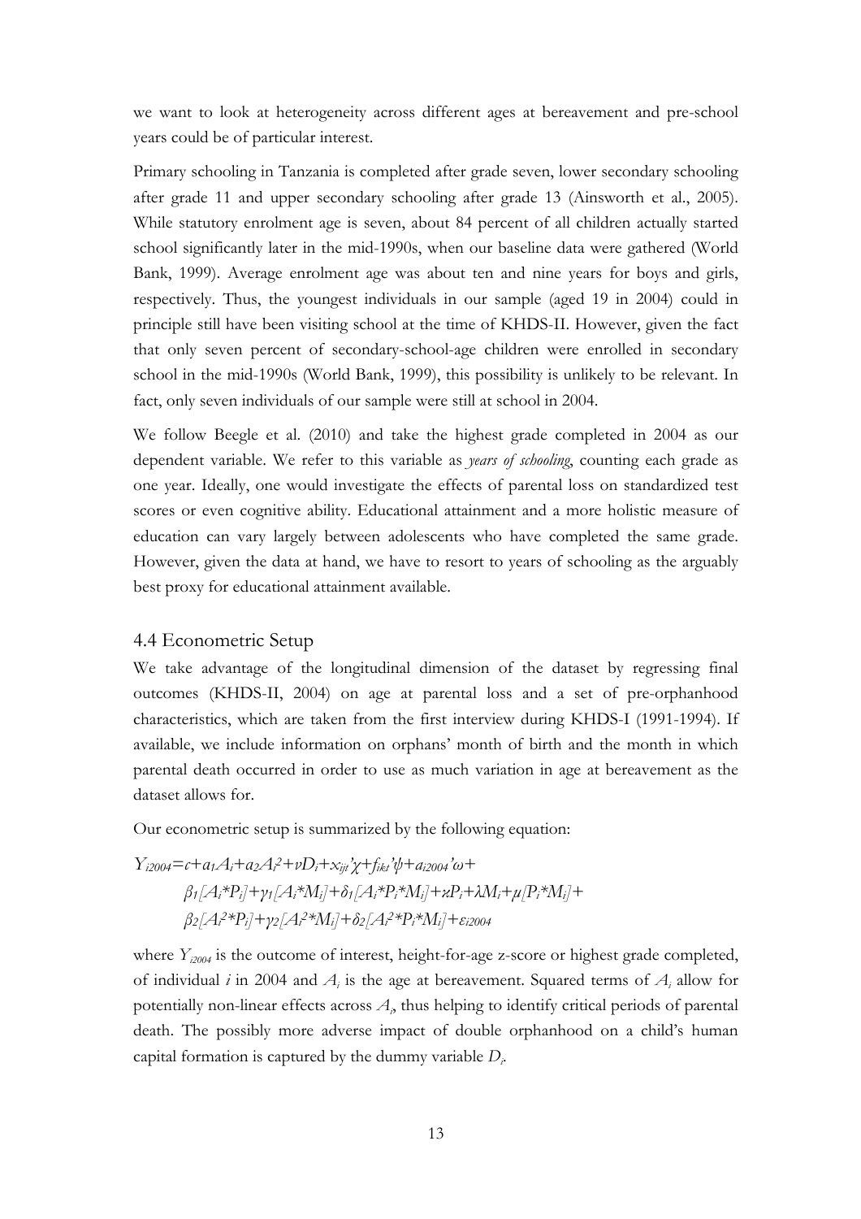we want to look at heterogeneity across different ages at bereavement and pre-school years could be of particular interest.

Primary schooling in Tanzania is completed after grade seven, lower secondary schooling after grade 11 and upper secondary schooling after grade 13 (Ainsworth et al., 2005). While statutory enrolment age is seven, about 84 percent of all children actually started school significantly later in the mid-1990s, when our baseline data were gathered (World Bank, 1999). Average enrolment age was about ten and nine years for boys and girls, respectively. Thus, the youngest individuals in our sample (aged 19 in 2004) could in principle still have been visiting school at the time of KHDS-II. However, given the fact that only seven percent of secondary-school-age children were enrolled in secondary school in the mid-1990s (World Bank, 1999), this possibility is unlikely to be relevant. In fact, only seven individuals of our sample were still at school in 2004.

We follow Beegle et al. (2010) and take the highest grade completed in 2004 as our dependent variable. We refer to this variable as *years of schooling*, counting each grade as one year. Ideally, one would investigate the effects of parental loss on standardized test scores or even cognitive ability. Educational attainment and a more holistic measure of education can vary largely between adolescents who have completed the same grade. However, given the data at hand, we have to resort to years of schooling as the arguably best proxy for educational attainment available.

## 4.4 Econometric Setup

We take advantage of the longitudinal dimension of the dataset by regressing final outcomes (KHDS-II, 2004) on age at parental loss and a set of pre-orphanhood characteristics, which are taken from the first interview during KHDS-I (1991-1994). If available, we include information on orphans' month of birth and the month in which parental death occurred in order to use as much variation in age at bereavement as the dataset allows for.

Our econometric setup is summarized by the following equation:

$$
\begin{aligned}
Y_{i2004} = {} & c + a_1 A_i + a_2 A_i^2 + \nu D_i + x_{ijt}'\chi + f_{ikt}'\psi + a_{i2004}'\omega + \\
& \beta_1 [A_i * P_i] + \gamma_1 [A_i * M_i] + \delta_1 [A_i * P_i * M_i] + \kappa P_i + \lambda M_i + \mu [P_i * M_i] + \\
& \beta_2 [A_i^2 * P_i] + \gamma_2 [A_i^2 * M_i] + \delta_2 [A_i^2 * P_i * M_i] + \varepsilon_{i2004}
\end{aligned}
$$

where $Y_{i2004}$ is the outcome of interest, height-for-age z-score or highest grade completed, of individual $i$ in 2004 and $A_i$ is the age at bereavement. Squared terms of $A_i$ allow for potentially non-linear effects across $A_i$, thus helping to identify critical periods of parental death. The possibly more adverse impact of double orphanhood on a child's human capital formation is captured by the dummy variable $D_i$.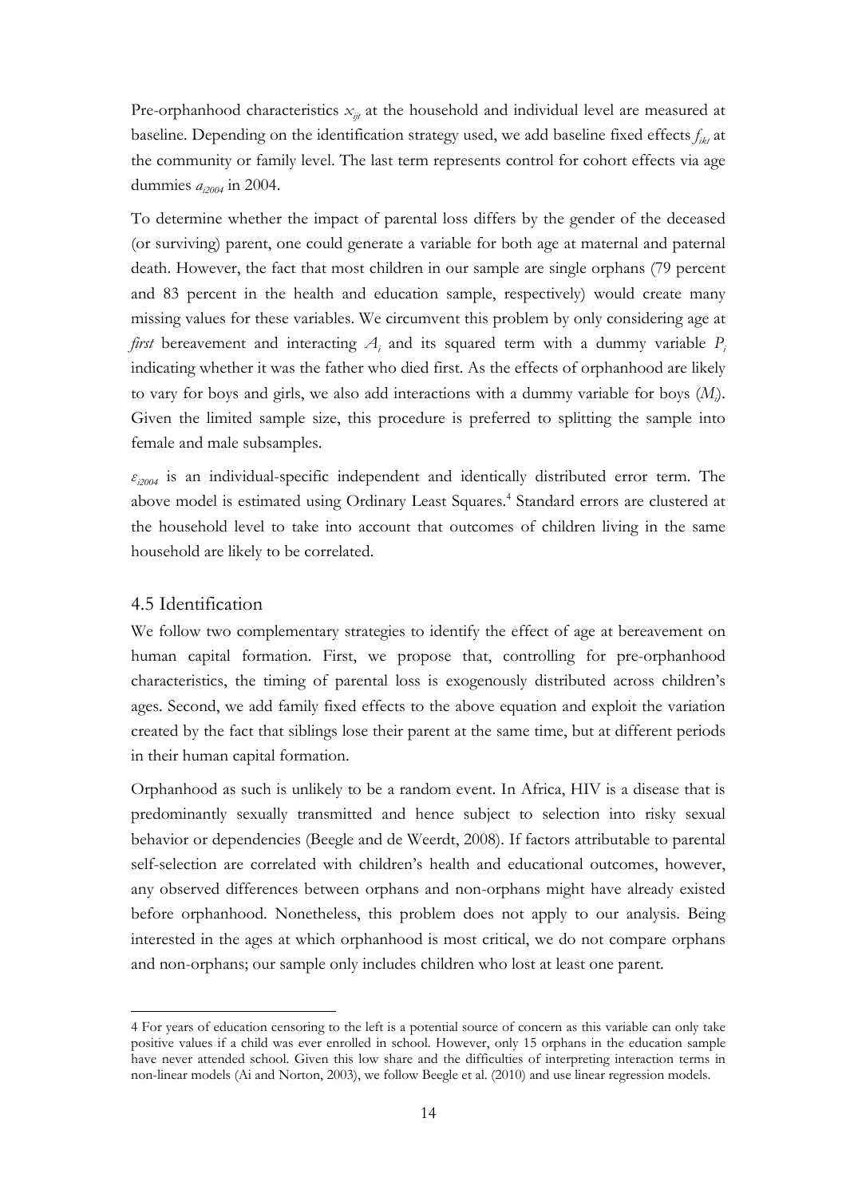Pre-orphanhood characteristics $x_{ijt}$ at the household and individual level are measured at baseline. Depending on the identification strategy used, we add baseline fixed effects $f_{ikt}$ at the community or family level. The last term represents control for cohort effects via age dummies $a_{i2004}$ in 2004.

To determine whether the impact of parental loss differs by the gender of the deceased (or surviving) parent, one could generate a variable for both age at maternal and paternal death. However, the fact that most children in our sample are single orphans (79 percent and 83 percent in the health and education sample, respectively) would create many missing values for these variables. We circumvent this problem by only considering age at *first* bereavement and interacting $A_i$ and its squared term with a dummy variable $P_i$ indicating whether it was the father who died first. As the effects of orphanhood are likely to vary for boys and girls, we also add interactions with a dummy variable for boys ($M_i$). Given the limited sample size, this procedure is preferred to splitting the sample into female and male subsamples.

$\varepsilon_{i2004}$ is an individual-specific independent and identically distributed error term. The above model is estimated using Ordinary Least Squares.[4] Standard errors are clustered at the household level to take into account that outcomes of children living in the same household are likely to be correlated.

## 4.5 Identification

We follow two complementary strategies to identify the effect of age at bereavement on human capital formation. First, we propose that, controlling for pre-orphanhood characteristics, the timing of parental loss is exogenously distributed across children's ages. Second, we add family fixed effects to the above equation and exploit the variation created by the fact that siblings lose their parent at the same time, but at different periods in their human capital formation.

Orphanhood as such is unlikely to be a random event. In Africa, HIV is a disease that is predominantly sexually transmitted and hence subject to selection into risky sexual behavior or dependencies (Beegle and de Weerdt, 2008). If factors attributable to parental self-selection are correlated with children's health and educational outcomes, however, any observed differences between orphans and non-orphans might have already existed before orphanhood. Nonetheless, this problem does not apply to our analysis. Being interested in the ages at which orphanhood is most critical, we do not compare orphans and non-orphans; our sample only includes children who lost at least one parent.

---

4 For years of education censoring to the left is a potential source of concern as this variable can only take positive values if a child was ever enrolled in school. However, only 15 orphans in the education sample have never attended school. Given this low share and the difficulties of interpreting interaction terms in non-linear models (Ai and Norton, 2003), we follow Beegle et al. (2010) and use linear regression models.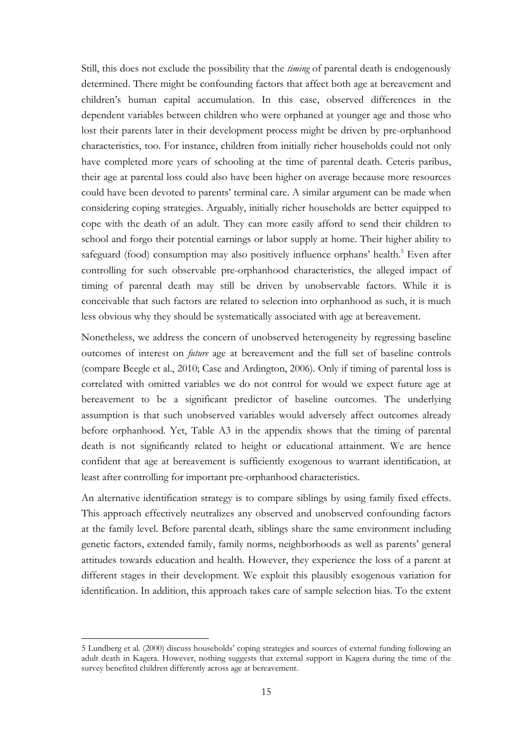Still, this does not exclude the possibility that the *timing* of parental death is endogenously determined. There might be confounding factors that affect both age at bereavement and children's human capital accumulation. In this case, observed differences in the dependent variables between children who were orphaned at younger age and those who lost their parents later in their development process might be driven by pre-orphanhood characteristics, too. For instance, children from initially richer households could not only have completed more years of schooling at the time of parental death. Ceteris paribus, their age at parental loss could also have been higher on average because more resources could have been devoted to parents' terminal care. A similar argument can be made when considering coping strategies. Arguably, initially richer households are better equipped to cope with the death of an adult. They can more easily afford to send their children to school and forgo their potential earnings or labor supply at home. Their higher ability to safeguard (food) consumption may also positively influence orphans' health.[5] Even after controlling for such observable pre-orphanhood characteristics, the alleged impact of timing of parental death may still be driven by unobservable factors. While it is conceivable that such factors are related to selection into orphanhood as such, it is much less obvious why they should be systematically associated with age at bereavement.

Nonetheless, we address the concern of unobserved heterogeneity by regressing baseline outcomes of interest on *future* age at bereavement and the full set of baseline controls (compare Beegle et al., 2010; Case and Ardington, 2006). Only if timing of parental loss is correlated with omitted variables we do not control for would we expect future age at bereavement to be a significant predictor of baseline outcomes. The underlying assumption is that such unobserved variables would adversely affect outcomes already before orphanhood. Yet, Table A3 in the appendix shows that the timing of parental death is not significantly related to height or educational attainment. We are hence confident that age at bereavement is sufficiently exogenous to warrant identification, at least after controlling for important pre-orphanhood characteristics.

An alternative identification strategy is to compare siblings by using family fixed effects. This approach effectively neutralizes any observed and unobserved confounding factors at the family level. Before parental death, siblings share the same environment including genetic factors, extended family, family norms, neighborhoods as well as parents' general attitudes towards education and health. However, they experience the loss of a parent at different stages in their development. We exploit this plausibly exogenous variation for identification. In addition, this approach takes care of sample selection bias. To the extent

---

5 Lundberg et al. (2000) discuss households' coping strategies and sources of external funding following an adult death in Kagera. However, nothing suggests that external support in Kagera during the time of the survey benefited children differently across age at bereavement.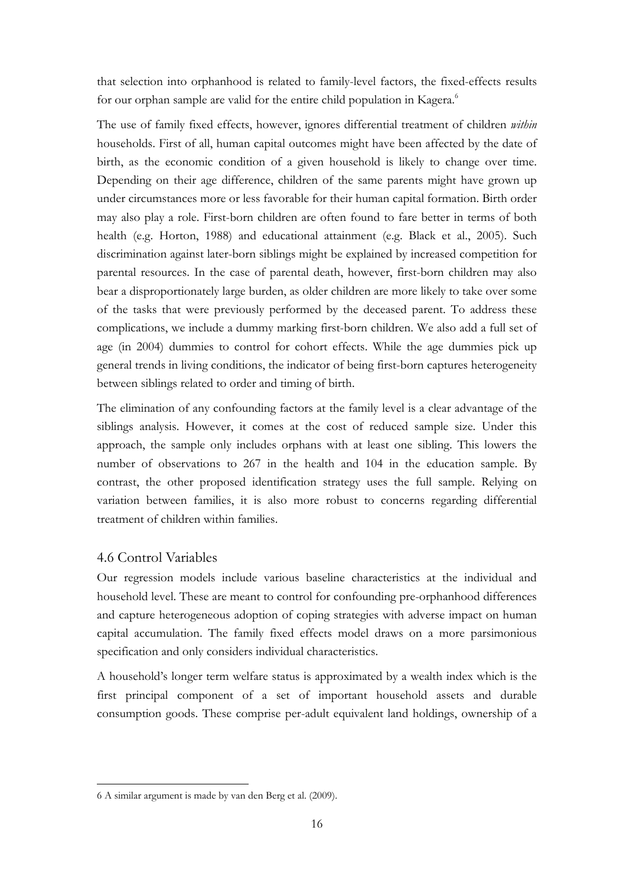that selection into orphanhood is related to family-level factors, the fixed-effects results for our orphan sample are valid for the entire child population in Kagera.[6]

The use of family fixed effects, however, ignores differential treatment of children *within* households. First of all, human capital outcomes might have been affected by the date of birth, as the economic condition of a given household is likely to change over time. Depending on their age difference, children of the same parents might have grown up under circumstances more or less favorable for their human capital formation. Birth order may also play a role. First-born children are often found to fare better in terms of both health (e.g. Horton, 1988) and educational attainment (e.g. Black et al., 2005). Such discrimination against later-born siblings might be explained by increased competition for parental resources. In the case of parental death, however, first-born children may also bear a disproportionately large burden, as older children are more likely to take over some of the tasks that were previously performed by the deceased parent. To address these complications, we include a dummy marking first-born children. We also add a full set of age (in 2004) dummies to control for cohort effects. While the age dummies pick up general trends in living conditions, the indicator of being first-born captures heterogeneity between siblings related to order and timing of birth.

The elimination of any confounding factors at the family level is a clear advantage of the siblings analysis. However, it comes at the cost of reduced sample size. Under this approach, the sample only includes orphans with at least one sibling. This lowers the number of observations to 267 in the health and 104 in the education sample. By contrast, the other proposed identification strategy uses the full sample. Relying on variation between families, it is also more robust to concerns regarding differential treatment of children within families.

### 4.6 Control Variables

Our regression models include various baseline characteristics at the individual and household level. These are meant to control for confounding pre-orphanhood differences and capture heterogeneous adoption of coping strategies with adverse impact on human capital accumulation. The family fixed effects model draws on a more parsimonious specification and only considers individual characteristics.

A household's longer term welfare status is approximated by a wealth index which is the first principal component of a set of important household assets and durable consumption goods. These comprise per-adult equivalent land holdings, ownership of a

---

6 A similar argument is made by van den Berg et al. (2009).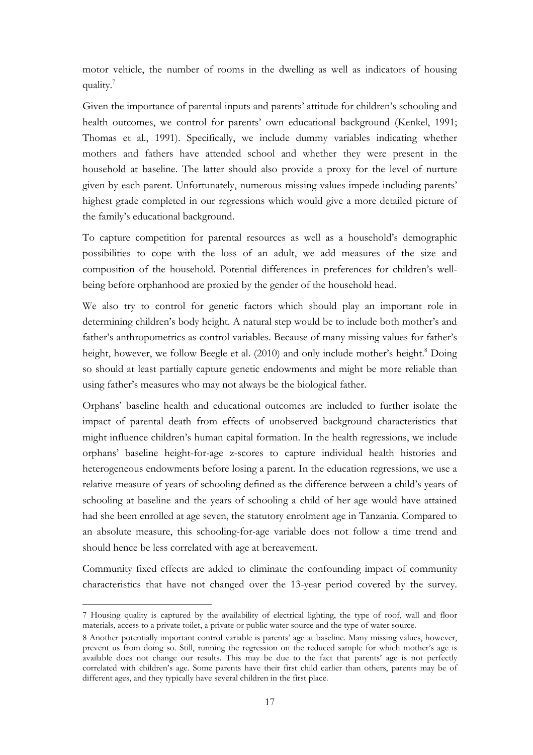motor vehicle, the number of rooms in the dwelling as well as indicators of housing quality.[7]

Given the importance of parental inputs and parents' attitude for children's schooling and health outcomes, we control for parents' own educational background (Kenkel, 1991; Thomas et al., 1991). Specifically, we include dummy variables indicating whether mothers and fathers have attended school and whether they were present in the household at baseline. The latter should also provide a proxy for the level of nurture given by each parent. Unfortunately, numerous missing values impede including parents' highest grade completed in our regressions which would give a more detailed picture of the family's educational background.

To capture competition for parental resources as well as a household's demographic possibilities to cope with the loss of an adult, we add measures of the size and composition of the household. Potential differences in preferences for children's well-being before orphanhood are proxied by the gender of the household head.

We also try to control for genetic factors which should play an important role in determining children's body height. A natural step would be to include both mother's and father's anthropometrics as control variables. Because of many missing values for father's height, however, we follow Beegle et al. (2010) and only include mother's height.[8] Doing so should at least partially capture genetic endowments and might be more reliable than using father's measures who may not always be the biological father.

Orphans' baseline health and educational outcomes are included to further isolate the impact of parental death from effects of unobserved background characteristics that might influence children's human capital formation. In the health regressions, we include orphans' baseline height-for-age z-scores to capture individual health histories and heterogeneous endowments before losing a parent. In the education regressions, we use a relative measure of years of schooling defined as the difference between a child's years of schooling at baseline and the years of schooling a child of her age would have attained had she been enrolled at age seven, the statutory enrolment age in Tanzania. Compared to an absolute measure, this schooling-for-age variable does not follow a time trend and should hence be less correlated with age at bereavement.

Community fixed effects are added to eliminate the confounding impact of community characteristics that have not changed over the 13-year period covered by the survey.

---

7 Housing quality is captured by the availability of electrical lighting, the type of roof, wall and floor materials, access to a private toilet, a private or public water source and the type of water source.

8 Another potentially important control variable is parents' age at baseline. Many missing values, however, prevent us from doing so. Still, running the regression on the reduced sample for which mother's age is available does not change our results. This may be due to the fact that parents' age is not perfectly correlated with children's age. Some parents have their first child earlier than others, parents may be of different ages, and they typically have several children in the first place.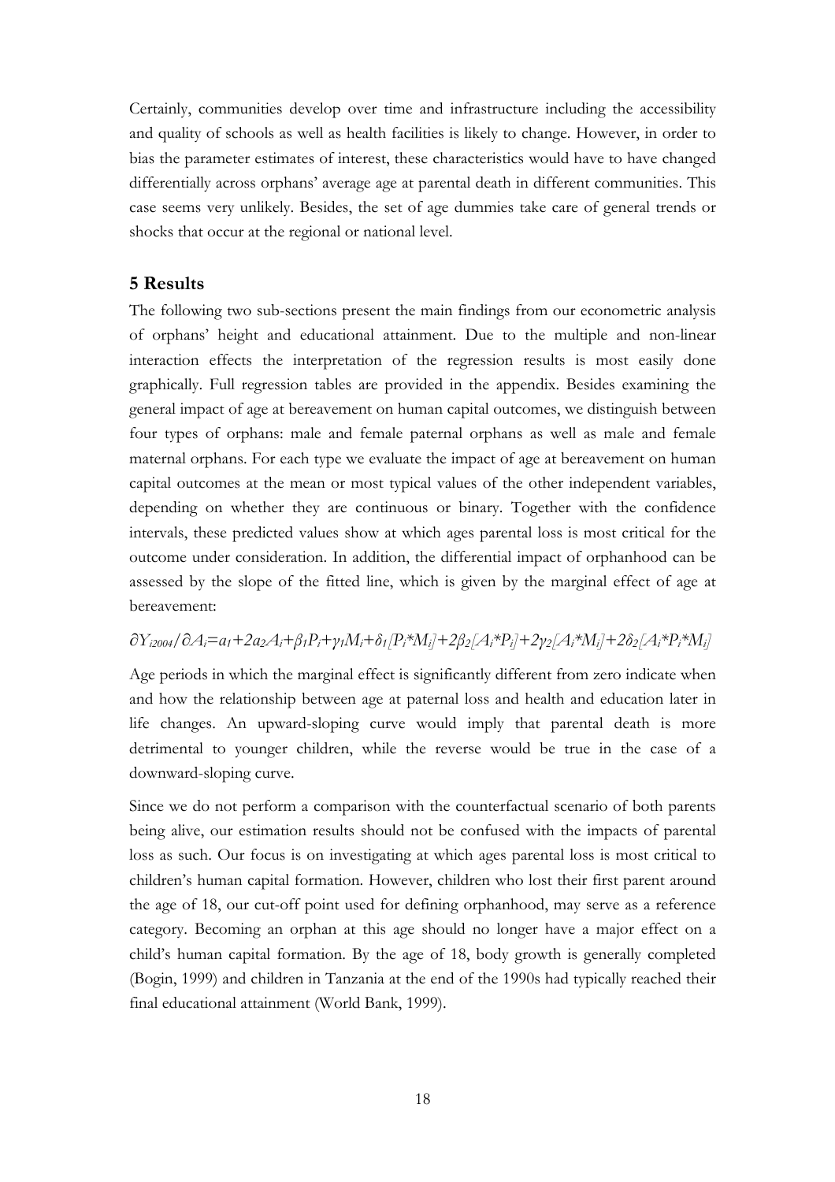Certainly, communities develop over time and infrastructure including the accessibility and quality of schools as well as health facilities is likely to change. However, in order to bias the parameter estimates of interest, these characteristics would have to have changed differentially across orphans' average age at parental death in different communities. This case seems very unlikely. Besides, the set of age dummies take care of general trends or shocks that occur at the regional or national level.

## 5 Results

The following two sub-sections present the main findings from our econometric analysis of orphans' height and educational attainment. Due to the multiple and non-linear interaction effects the interpretation of the regression results is most easily done graphically. Full regression tables are provided in the appendix. Besides examining the general impact of age at bereavement on human capital outcomes, we distinguish between four types of orphans: male and female paternal orphans as well as male and female maternal orphans. For each type we evaluate the impact of age at bereavement on human capital outcomes at the mean or most typical values of the other independent variables, depending on whether they are continuous or binary. Together with the confidence intervals, these predicted values show at which ages parental loss is most critical for the outcome under consideration. In addition, the differential impact of orphanhood can be assessed by the slope of the fitted line, which is given by the marginal effect of age at bereavement:

$$\partial Y_{i2004}/\partial A_i = a_1 + 2a_2A_i + \beta_1 P_i + \gamma_1 M_i + \delta_1 [P_i * M_i] + 2\beta_2 [A_i * P_i] + 2\gamma_2 [A_i * M_i] + 2\delta_2 [A_i * P_i * M_i]$$

Age periods in which the marginal effect is significantly different from zero indicate when and how the relationship between age at paternal loss and health and education later in life changes. An upward-sloping curve would imply that parental death is more detrimental to younger children, while the reverse would be true in the case of a downward-sloping curve.

Since we do not perform a comparison with the counterfactual scenario of both parents being alive, our estimation results should not be confused with the impacts of parental loss as such. Our focus is on investigating at which ages parental loss is most critical to children's human capital formation. However, children who lost their first parent around the age of 18, our cut-off point used for defining orphanhood, may serve as a reference category. Becoming an orphan at this age should no longer have a major effect on a child's human capital formation. By the age of 18, body growth is generally completed (Bogin, 1999) and children in Tanzania at the end of the 1990s had typically reached their final educational attainment (World Bank, 1999).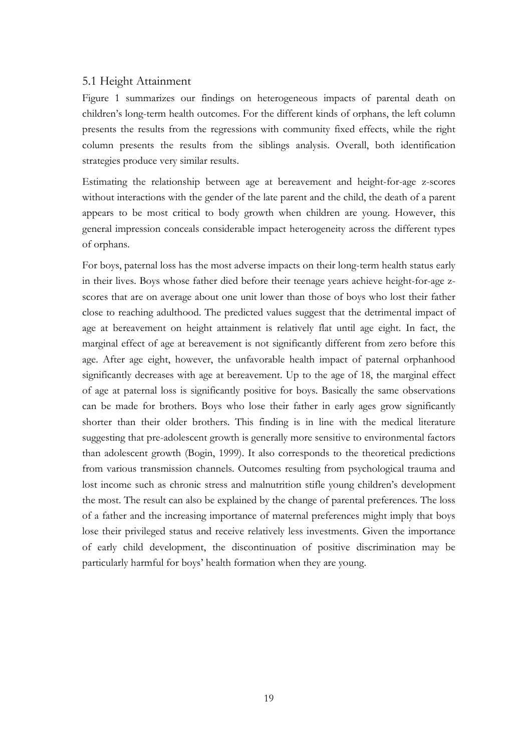### 5.1 Height Attainment

Figure 1 summarizes our findings on heterogeneous impacts of parental death on children's long-term health outcomes. For the different kinds of orphans, the left column presents the results from the regressions with community fixed effects, while the right column presents the results from the siblings analysis. Overall, both identification strategies produce very similar results.

Estimating the relationship between age at bereavement and height-for-age z-scores without interactions with the gender of the late parent and the child, the death of a parent appears to be most critical to body growth when children are young. However, this general impression conceals considerable impact heterogeneity across the different types of orphans.

For boys, paternal loss has the most adverse impacts on their long-term health status early in their lives. Boys whose father died before their teenage years achieve height-for-age z-scores that are on average about one unit lower than those of boys who lost their father close to reaching adulthood. The predicted values suggest that the detrimental impact of age at bereavement on height attainment is relatively flat until age eight. In fact, the marginal effect of age at bereavement is not significantly different from zero before this age. After age eight, however, the unfavorable health impact of paternal orphanhood significantly decreases with age at bereavement. Up to the age of 18, the marginal effect of age at paternal loss is significantly positive for boys. Basically the same observations can be made for brothers. Boys who lose their father in early ages grow significantly shorter than their older brothers. This finding is in line with the medical literature suggesting that pre-adolescent growth is generally more sensitive to environmental factors than adolescent growth (Bogin, 1999). It also corresponds to the theoretical predictions from various transmission channels. Outcomes resulting from psychological trauma and lost income such as chronic stress and malnutrition stifle young children's development the most. The result can also be explained by the change of parental preferences. The loss of a father and the increasing importance of maternal preferences might imply that boys lose their privileged status and receive relatively less investments. Given the importance of early child development, the discontinuation of positive discrimination may be particularly harmful for boys' health formation when they are young.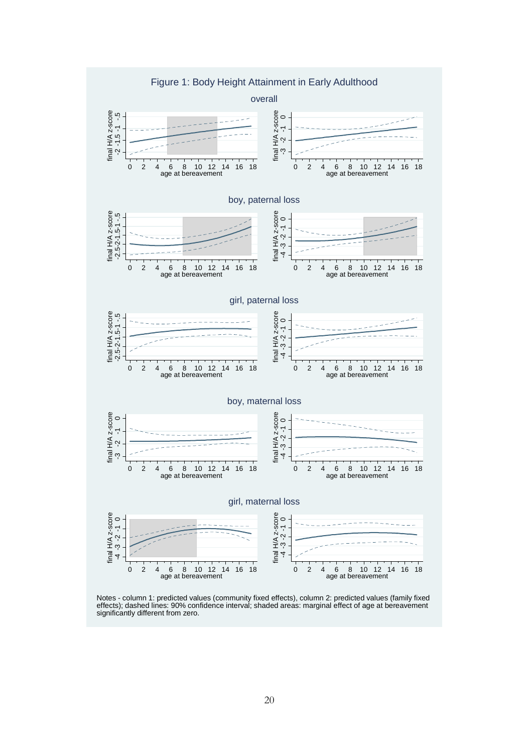# Figure 1: Body Height Attainment in Early Adulthood

Notes - column 1: predicted values (community fixed effects), column 2: predicted values (family fixed effects); dashed lines: 90% confidence interval; shaded areas: marginal effect of age at bereavement significantly different from zero.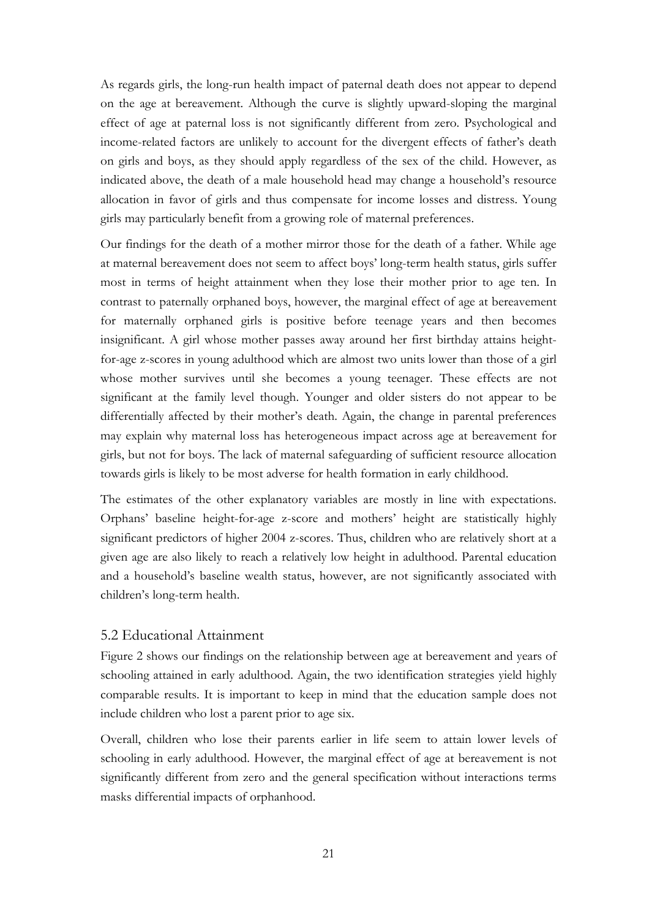As regards girls, the long-run health impact of paternal death does not appear to depend on the age at bereavement. Although the curve is slightly upward-sloping the marginal effect of age at paternal loss is not significantly different from zero. Psychological and income-related factors are unlikely to account for the divergent effects of father's death on girls and boys, as they should apply regardless of the sex of the child. However, as indicated above, the death of a male household head may change a household's resource allocation in favor of girls and thus compensate for income losses and distress. Young girls may particularly benefit from a growing role of maternal preferences.

Our findings for the death of a mother mirror those for the death of a father. While age at maternal bereavement does not seem to affect boys' long-term health status, girls suffer most in terms of height attainment when they lose their mother prior to age ten. In contrast to paternally orphaned boys, however, the marginal effect of age at bereavement for maternally orphaned girls is positive before teenage years and then becomes insignificant. A girl whose mother passes away around her first birthday attains height-for-age z-scores in young adulthood which are almost two units lower than those of a girl whose mother survives until she becomes a young teenager. These effects are not significant at the family level though. Younger and older sisters do not appear to be differentially affected by their mother's death. Again, the change in parental preferences may explain why maternal loss has heterogeneous impact across age at bereavement for girls, but not for boys. The lack of maternal safeguarding of sufficient resource allocation towards girls is likely to be most adverse for health formation in early childhood.

The estimates of the other explanatory variables are mostly in line with expectations. Orphans' baseline height-for-age z-score and mothers' height are statistically highly significant predictors of higher 2004 z-scores. Thus, children who are relatively short at a given age are also likely to reach a relatively low height in adulthood. Parental education and a household's baseline wealth status, however, are not significantly associated with children's long-term health.

## 5.2 Educational Attainment

Figure 2 shows our findings on the relationship between age at bereavement and years of schooling attained in early adulthood. Again, the two identification strategies yield highly comparable results. It is important to keep in mind that the education sample does not include children who lost a parent prior to age six.

Overall, children who lose their parents earlier in life seem to attain lower levels of schooling in early adulthood. However, the marginal effect of age at bereavement is not significantly different from zero and the general specification without interactions terms masks differential impacts of orphanhood.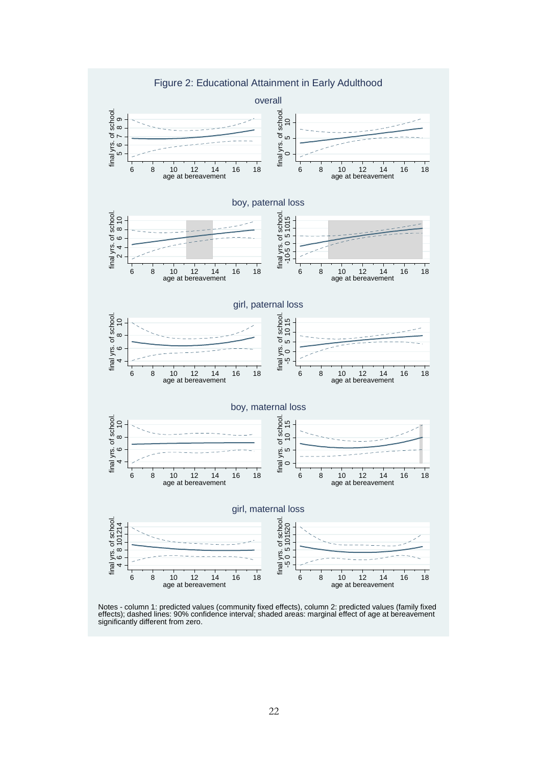Figure 2: Educational Attainment in Early Adulthood

Notes - column 1: predicted values (community fixed effects), column 2: predicted values (family fixed effects); dashed lines: 90% confidence interval; shaded areas: marginal effect of age at bereavement significantly different from zero.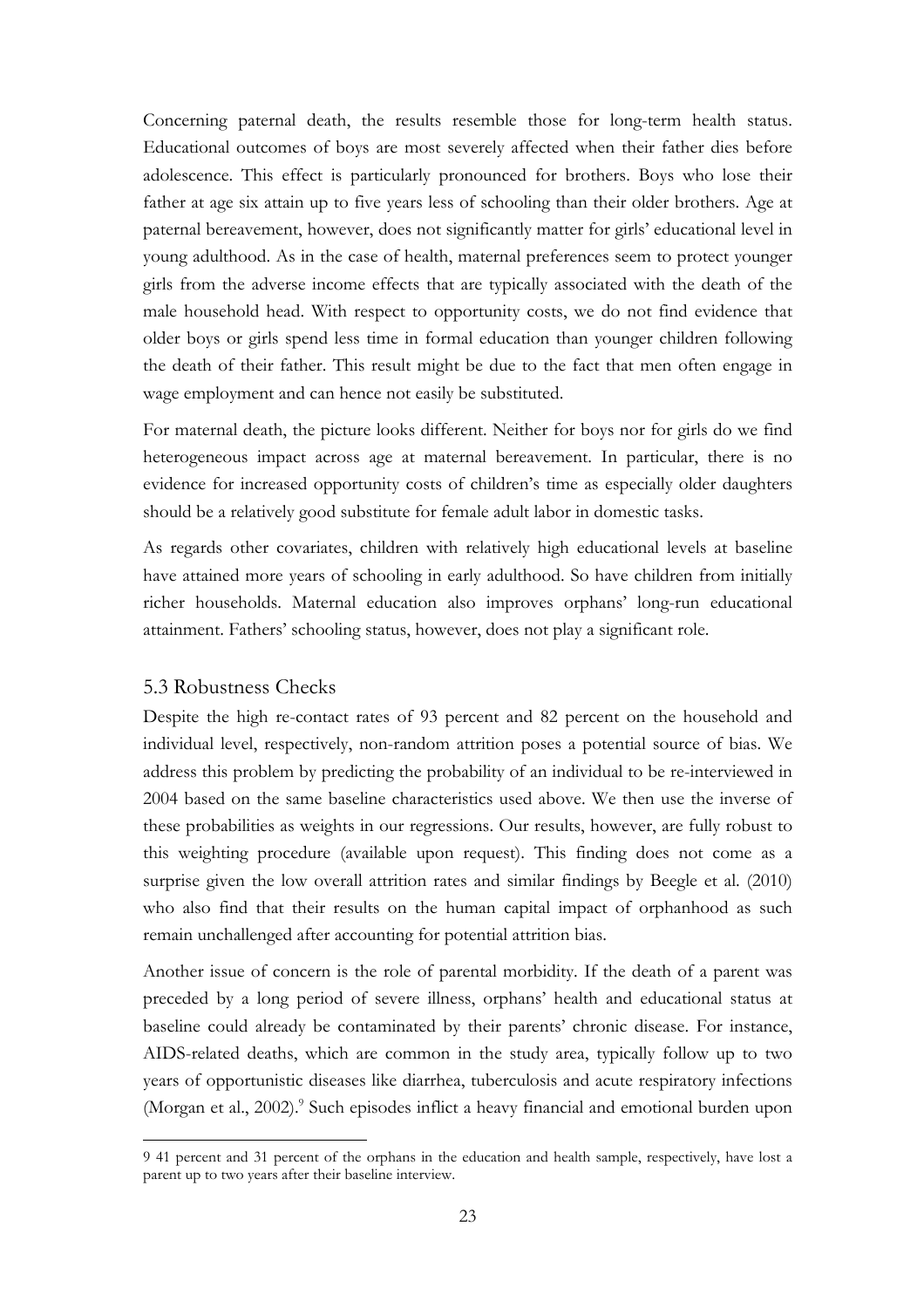Concerning paternal death, the results resemble those for long-term health status. Educational outcomes of boys are most severely affected when their father dies before adolescence. This effect is particularly pronounced for brothers. Boys who lose their father at age six attain up to five years less of schooling than their older brothers. Age at paternal bereavement, however, does not significantly matter for girls' educational level in young adulthood. As in the case of health, maternal preferences seem to protect younger girls from the adverse income effects that are typically associated with the death of the male household head. With respect to opportunity costs, we do not find evidence that older boys or girls spend less time in formal education than younger children following the death of their father. This result might be due to the fact that men often engage in wage employment and can hence not easily be substituted.

For maternal death, the picture looks different. Neither for boys nor for girls do we find heterogeneous impact across age at maternal bereavement. In particular, there is no evidence for increased opportunity costs of children's time as especially older daughters should be a relatively good substitute for female adult labor in domestic tasks.

As regards other covariates, children with relatively high educational levels at baseline have attained more years of schooling in early adulthood. So have children from initially richer households. Maternal education also improves orphans' long-run educational attainment. Fathers' schooling status, however, does not play a significant role.

## 5.3 Robustness Checks

Despite the high re-contact rates of 93 percent and 82 percent on the household and individual level, respectively, non-random attrition poses a potential source of bias. We address this problem by predicting the probability of an individual to be re-interviewed in 2004 based on the same baseline characteristics used above. We then use the inverse of these probabilities as weights in our regressions. Our results, however, are fully robust to this weighting procedure (available upon request). This finding does not come as a surprise given the low overall attrition rates and similar findings by Beegle et al. (2010) who also find that their results on the human capital impact of orphanhood as such remain unchallenged after accounting for potential attrition bias.

Another issue of concern is the role of parental morbidity. If the death of a parent was preceded by a long period of severe illness, orphans' health and educational status at baseline could already be contaminated by their parents' chronic disease. For instance, AIDS-related deaths, which are common in the study area, typically follow up to two years of opportunistic diseases like diarrhea, tuberculosis and acute respiratory infections (Morgan et al., 2002).[9] Such episodes inflict a heavy financial and emotional burden upon

---

9 41 percent and 31 percent of the orphans in the education and health sample, respectively, have lost a parent up to two years after their baseline interview.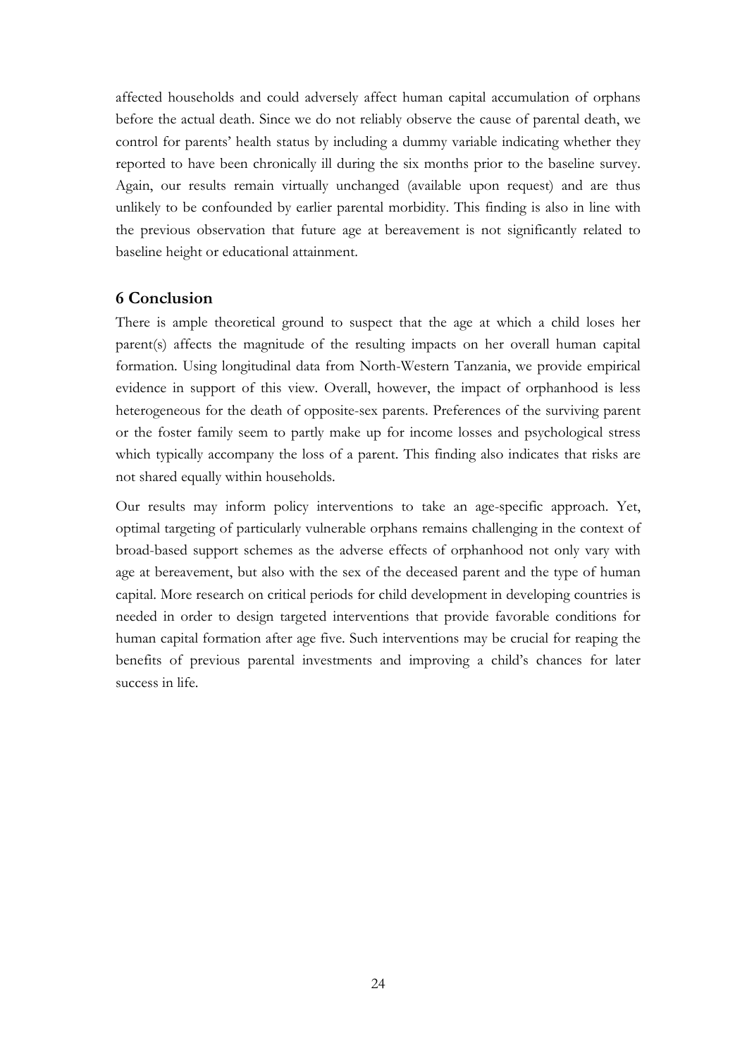affected households and could adversely affect human capital accumulation of orphans before the actual death. Since we do not reliably observe the cause of parental death, we control for parents' health status by including a dummy variable indicating whether they reported to have been chronically ill during the six months prior to the baseline survey. Again, our results remain virtually unchanged (available upon request) and are thus unlikely to be confounded by earlier parental morbidity. This finding is also in line with the previous observation that future age at bereavement is not significantly related to baseline height or educational attainment.

## 6 Conclusion

There is ample theoretical ground to suspect that the age at which a child loses her parent(s) affects the magnitude of the resulting impacts on her overall human capital formation. Using longitudinal data from North-Western Tanzania, we provide empirical evidence in support of this view. Overall, however, the impact of orphanhood is less heterogeneous for the death of opposite-sex parents. Preferences of the surviving parent or the foster family seem to partly make up for income losses and psychological stress which typically accompany the loss of a parent. This finding also indicates that risks are not shared equally within households.

Our results may inform policy interventions to take an age-specific approach. Yet, optimal targeting of particularly vulnerable orphans remains challenging in the context of broad-based support schemes as the adverse effects of orphanhood not only vary with age at bereavement, but also with the sex of the deceased parent and the type of human capital. More research on critical periods for child development in developing countries is needed in order to design targeted interventions that provide favorable conditions for human capital formation after age five. Such interventions may be crucial for reaping the benefits of previous parental investments and improving a child's chances for later success in life.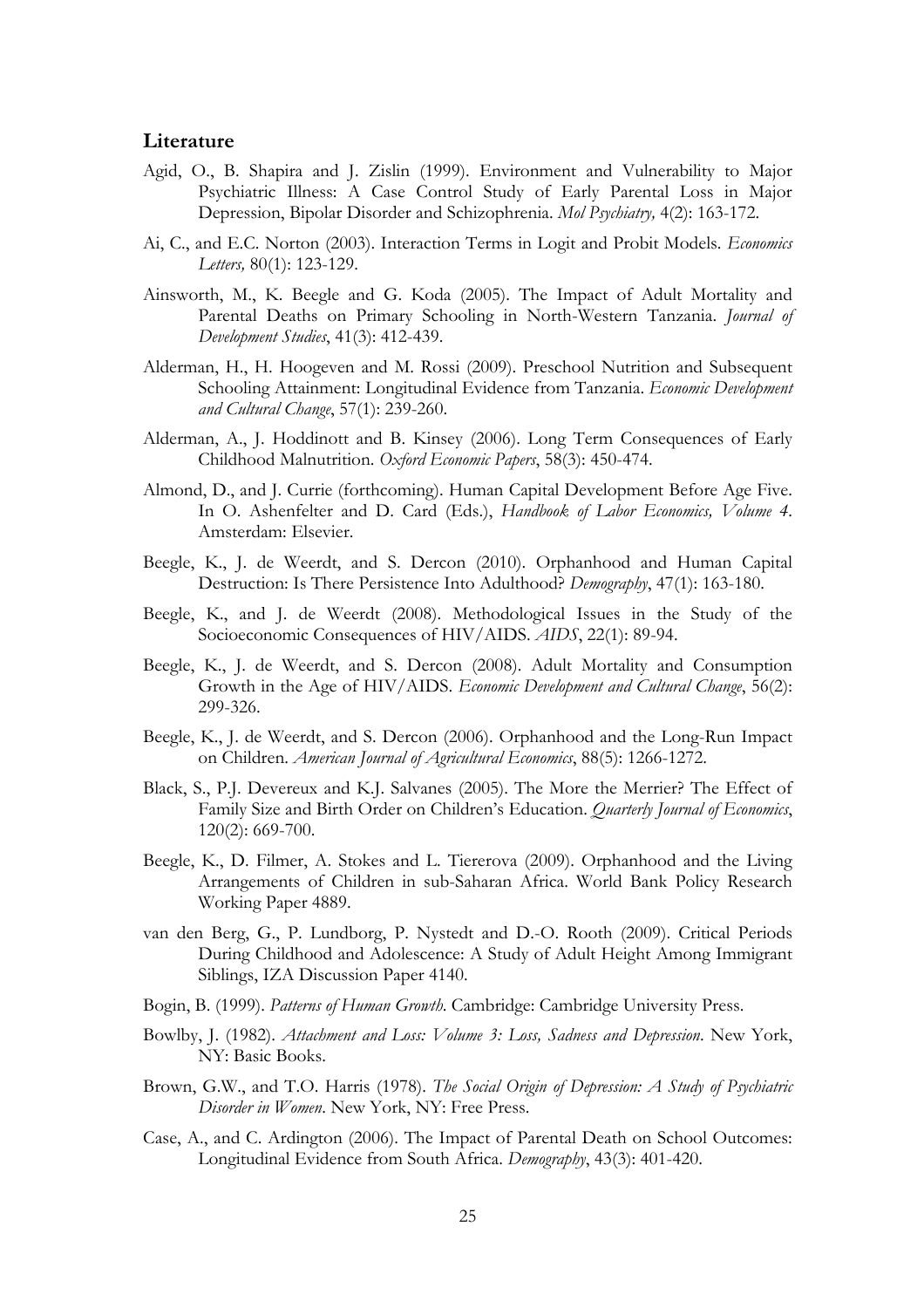## Literature

Agid, O., B. Shapira and J. Zislin (1999). Environment and Vulnerability to Major Psychiatric Illness: A Case Control Study of Early Parental Loss in Major Depression, Bipolar Disorder and Schizophrenia. *Mol Psychiatry,* 4(2): 163-172.

Ai, C., and E.C. Norton (2003). Interaction Terms in Logit and Probit Models. *Economics Letters,* 80(1): 123-129.

Ainsworth, M., K. Beegle and G. Koda (2005). The Impact of Adult Mortality and Parental Deaths on Primary Schooling in North-Western Tanzania. *Journal of Development Studies*, 41(3): 412-439.

Alderman, H., H. Hoogeven and M. Rossi (2009). Preschool Nutrition and Subsequent Schooling Attainment: Longitudinal Evidence from Tanzania. *Economic Development and Cultural Change*, 57(1): 239-260.

Alderman, A., J. Hoddinott and B. Kinsey (2006). Long Term Consequences of Early Childhood Malnutrition. *Oxford Economic Papers*, 58(3): 450-474.

Almond, D., and J. Currie (forthcoming). Human Capital Development Before Age Five. In O. Ashenfelter and D. Card (Eds.), *Handbook of Labor Economics, Volume 4*. Amsterdam: Elsevier.

Beegle, K., J. de Weerdt, and S. Dercon (2010). Orphanhood and Human Capital Destruction: Is There Persistence Into Adulthood? *Demography*, 47(1): 163-180.

Beegle, K., and J. de Weerdt (2008). Methodological Issues in the Study of the Socioeconomic Consequences of HIV/AIDS. *AIDS*, 22(1): 89-94.

Beegle, K., J. de Weerdt, and S. Dercon (2008). Adult Mortality and Consumption Growth in the Age of HIV/AIDS. *Economic Development and Cultural Change*, 56(2): 299-326.

Beegle, K., J. de Weerdt, and S. Dercon (2006). Orphanhood and the Long-Run Impact on Children. *American Journal of Agricultural Economics*, 88(5): 1266-1272.

Black, S., P.J. Devereux and K.J. Salvanes (2005). The More the Merrier? The Effect of Family Size and Birth Order on Children's Education. *Quarterly Journal of Economics*, 120(2): 669-700.

Beegle, K., D. Filmer, A. Stokes and L. Tiererova (2009). Orphanhood and the Living Arrangements of Children in sub-Saharan Africa. World Bank Policy Research Working Paper 4889.

van den Berg, G., P. Lundborg, P. Nystedt and D.-O. Rooth (2009). Critical Periods During Childhood and Adolescence: A Study of Adult Height Among Immigrant Siblings, IZA Discussion Paper 4140.

Bogin, B. (1999). *Patterns of Human Growth*. Cambridge: Cambridge University Press.

Bowlby, J. (1982). *Attachment and Loss: Volume 3: Loss, Sadness and Depression*. New York, NY: Basic Books.

Brown, G.W., and T.O. Harris (1978). *The Social Origin of Depression: A Study of Psychiatric Disorder in Women*. New York, NY: Free Press.

Case, A., and C. Ardington (2006). The Impact of Parental Death on School Outcomes: Longitudinal Evidence from South Africa. *Demography*, 43(3): 401-420.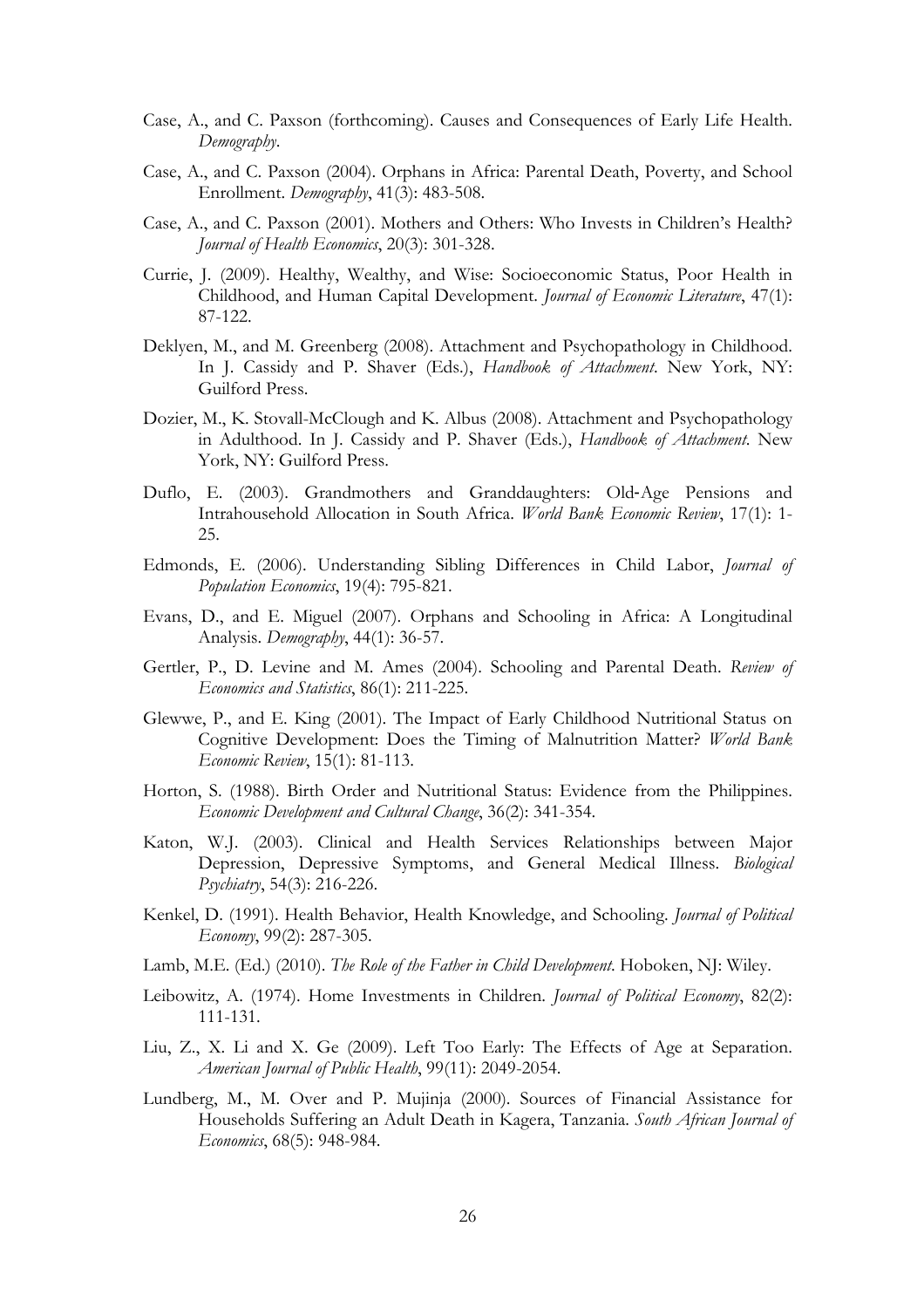Case, A., and C. Paxson (forthcoming). Causes and Consequences of Early Life Health. *Demography*.

Case, A., and C. Paxson (2004). Orphans in Africa: Parental Death, Poverty, and School Enrollment. *Demography*, 41(3): 483-508.

Case, A., and C. Paxson (2001). Mothers and Others: Who Invests in Children's Health? *Journal of Health Economics*, 20(3): 301-328.

Currie, J. (2009). Healthy, Wealthy, and Wise: Socioeconomic Status, Poor Health in Childhood, and Human Capital Development. *Journal of Economic Literature*, 47(1): 87-122.

Deklyen, M., and M. Greenberg (2008). Attachment and Psychopathology in Childhood. In J. Cassidy and P. Shaver (Eds.), *Handbook of Attachment*. New York, NY: Guilford Press.

Dozier, M., K. Stovall-McClough and K. Albus (2008). Attachment and Psychopathology in Adulthood. In J. Cassidy and P. Shaver (Eds.), *Handbook of Attachment*. New York, NY: Guilford Press.

Duflo, E. (2003). Grandmothers and Granddaughters: Old-Age Pensions and Intrahousehold Allocation in South Africa. *World Bank Economic Review*, 17(1): 1-25.

Edmonds, E. (2006). Understanding Sibling Differences in Child Labor, *Journal of Population Economics*, 19(4): 795-821.

Evans, D., and E. Miguel (2007). Orphans and Schooling in Africa: A Longitudinal Analysis. *Demography*, 44(1): 36-57.

Gertler, P., D. Levine and M. Ames (2004). Schooling and Parental Death. *Review of Economics and Statistics*, 86(1): 211-225.

Glewwe, P., and E. King (2001). The Impact of Early Childhood Nutritional Status on Cognitive Development: Does the Timing of Malnutrition Matter? *World Bank Economic Review*, 15(1): 81-113.

Horton, S. (1988). Birth Order and Nutritional Status: Evidence from the Philippines. *Economic Development and Cultural Change*, 36(2): 341-354.

Katon, W.J. (2003). Clinical and Health Services Relationships between Major Depression, Depressive Symptoms, and General Medical Illness. *Biological Psychiatry*, 54(3): 216-226.

Kenkel, D. (1991). Health Behavior, Health Knowledge, and Schooling. *Journal of Political Economy*, 99(2): 287-305.

Lamb, M.E. (Ed.) (2010). *The Role of the Father in Child Development*. Hoboken, NJ: Wiley.

Leibowitz, A. (1974). Home Investments in Children. *Journal of Political Economy*, 82(2): 111-131.

Liu, Z., X. Li and X. Ge (2009). Left Too Early: The Effects of Age at Separation. *American Journal of Public Health*, 99(11): 2049-2054.

Lundberg, M., M. Over and P. Mujinja (2000). Sources of Financial Assistance for Households Suffering an Adult Death in Kagera, Tanzania. *South African Journal of Economics*, 68(5): 948-984.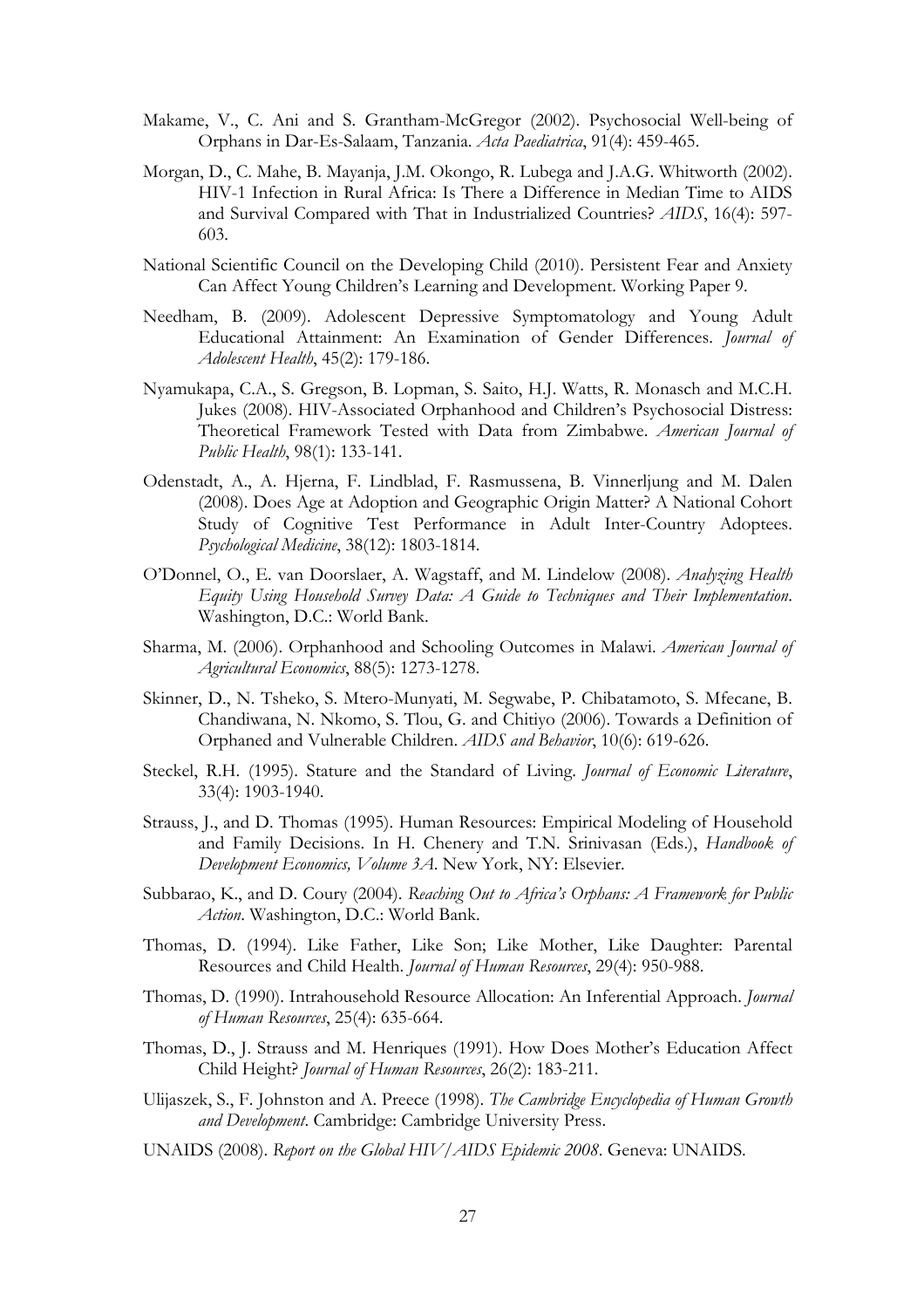Makame, V., C. Ani and S. Grantham-McGregor (2002). Psychosocial Well-being of Orphans in Dar-Es-Salaam, Tanzania. *Acta Paediatrica*, 91(4): 459-465.

Morgan, D., C. Mahe, B. Mayanja, J.M. Okongo, R. Lubega and J.A.G. Whitworth (2002). HIV-1 Infection in Rural Africa: Is There a Difference in Median Time to AIDS and Survival Compared with That in Industrialized Countries? *AIDS*, 16(4): 597-603.

National Scientific Council on the Developing Child (2010). Persistent Fear and Anxiety Can Affect Young Children's Learning and Development. Working Paper 9.

Needham, B. (2009). Adolescent Depressive Symptomatology and Young Adult Educational Attainment: An Examination of Gender Differences. *Journal of Adolescent Health*, 45(2): 179-186.

Nyamukapa, C.A., S. Gregson, B. Lopman, S. Saito, H.J. Watts, R. Monasch and M.C.H. Jukes (2008). HIV-Associated Orphanhood and Children's Psychosocial Distress: Theoretical Framework Tested with Data from Zimbabwe. *American Journal of Public Health*, 98(1): 133-141.

Odenstadt, A., A. Hjerna, F. Lindblad, F. Rasmussena, B. Vinnerljung and M. Dalen (2008). Does Age at Adoption and Geographic Origin Matter? A National Cohort Study of Cognitive Test Performance in Adult Inter-Country Adoptees. *Psychological Medicine*, 38(12): 1803-1814.

O'Donnel, O., E. van Doorslaer, A. Wagstaff, and M. Lindelow (2008). *Analyzing Health Equity Using Household Survey Data: A Guide to Techniques and Their Implementation*. Washington, D.C.: World Bank.

Sharma, M. (2006). Orphanhood and Schooling Outcomes in Malawi. *American Journal of Agricultural Economics*, 88(5): 1273-1278.

Skinner, D., N. Tsheko, S. Mtero-Munyati, M. Segwabe, P. Chibatamoto, S. Mfecane, B. Chandiwana, N. Nkomo, S. Tlou, G. and Chitiyo (2006). Towards a Definition of Orphaned and Vulnerable Children. *AIDS and Behavior*, 10(6): 619-626.

Steckel, R.H. (1995). Stature and the Standard of Living. *Journal of Economic Literature*, 33(4): 1903-1940.

Strauss, J., and D. Thomas (1995). Human Resources: Empirical Modeling of Household and Family Decisions. In H. Chenery and T.N. Srinivasan (Eds.), *Handbook of Development Economics, Volume 3A*. New York, NY: Elsevier.

Subbarao, K., and D. Coury (2004). *Reaching Out to Africa's Orphans: A Framework for Public Action*. Washington, D.C.: World Bank.

Thomas, D. (1994). Like Father, Like Son; Like Mother, Like Daughter: Parental Resources and Child Health. *Journal of Human Resources*, 29(4): 950-988.

Thomas, D. (1990). Intrahousehold Resource Allocation: An Inferential Approach. *Journal of Human Resources*, 25(4): 635-664.

Thomas, D., J. Strauss and M. Henriques (1991). How Does Mother's Education Affect Child Height? *Journal of Human Resources*, 26(2): 183-211.

Ulijaszek, S., F. Johnston and A. Preece (1998). *The Cambridge Encyclopedia of Human Growth and Development*. Cambridge: Cambridge University Press.

UNAIDS (2008). *Report on the Global HIV/AIDS Epidemic 2008*. Geneva: UNAIDS.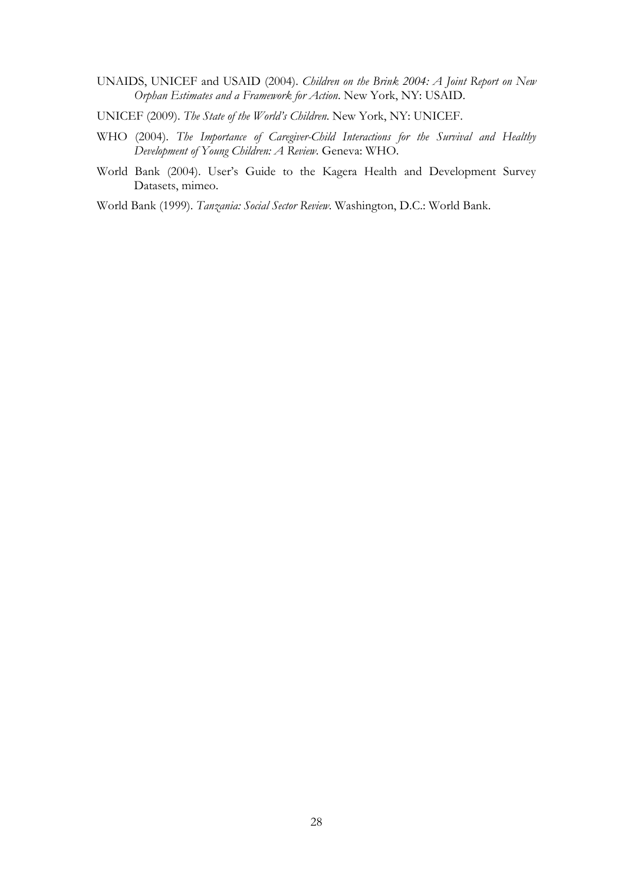UNAIDS, UNICEF and USAID (2004). *Children on the Brink 2004: A Joint Report on New Orphan Estimates and a Framework for Action*. New York, NY: USAID.

UNICEF (2009). *The State of the World's Children*. New York, NY: UNICEF.

WHO (2004). *The Importance of Caregiver-Child Interactions for the Survival and Healthy Development of Young Children: A Review*. Geneva: WHO.

World Bank (2004). User's Guide to the Kagera Health and Development Survey Datasets, mimeo.

World Bank (1999). *Tanzania: Social Sector Review*. Washington, D.C.: World Bank.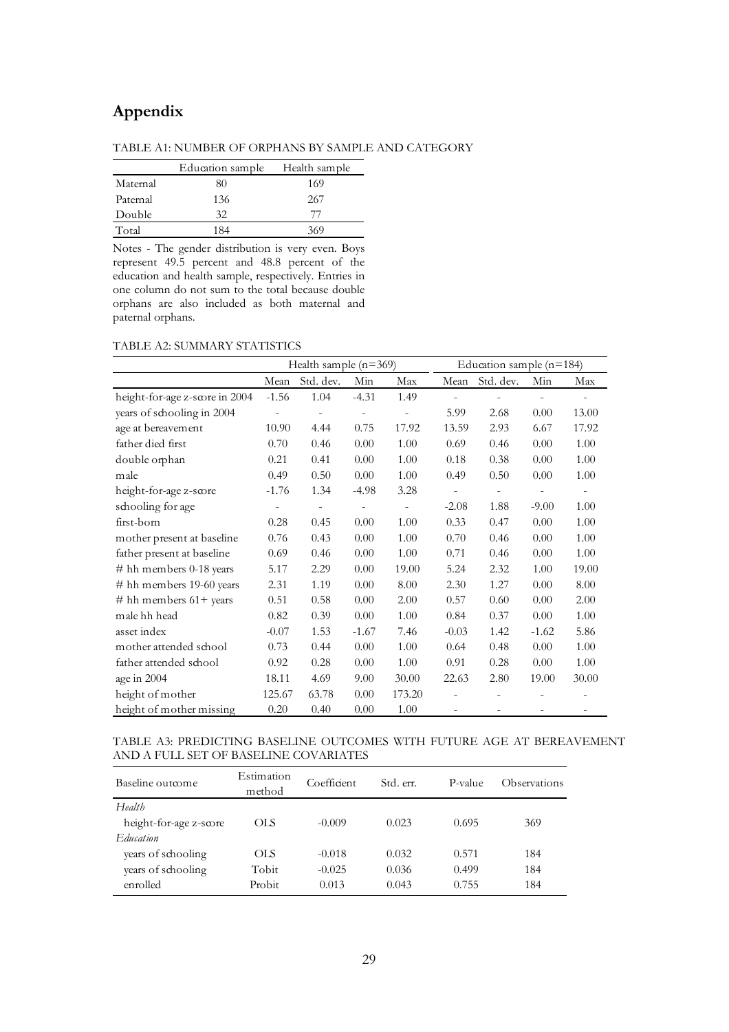# Appendix

TABLE A1: NUMBER OF ORPHANS BY SAMPLE AND CATEGORY

| | Education sample | Health sample |
|---|---|---|
| Maternal | 80 | 169 |
| Paternal | 136 | 267 |
| Double | 32 | 77 |
| Total | 184 | 369 |

Notes - The gender distribution is very even. Boys represent 49.5 percent and 48.8 percent of the education and health sample, respectively. Entries in one column do not sum to the total because double orphans are also included as both maternal and paternal orphans.

TABLE A2: SUMMARY STATISTICS

| | Health sample (n=369) | | | | Education sample (n=184) | | | |
|---|---|---|---|---|---|---|---|---|
| | Mean | Std. dev. | Min | Max | Mean | Std. dev. | Min | Max |
| height-for-age z-score in 2004 | -1.56 | 1.04 | -4.31 | 1.49 | - | - | - | - |
| years of schooling in 2004 | - | - | - | - | 5.99 | 2.68 | 0.00 | 13.00 |
| age at bereavement | 10.90 | 4.44 | 0.75 | 17.92 | 13.59 | 2.93 | 6.67 | 17.92 |
| father died first | 0.70 | 0.46 | 0.00 | 1.00 | 0.69 | 0.46 | 0.00 | 1.00 |
| double orphan | 0.21 | 0.41 | 0.00 | 1.00 | 0.18 | 0.38 | 0.00 | 1.00 |
| male | 0.49 | 0.50 | 0.00 | 1.00 | 0.49 | 0.50 | 0.00 | 1.00 |
| height-for-age z-score | -1.76 | 1.34 | -4.98 | 3.28 | - | - | - | - |
| schooling for age | - | - | - | - | -2.08 | 1.88 | -9.00 | 1.00 |
| first-born | 0.28 | 0.45 | 0.00 | 1.00 | 0.33 | 0.47 | 0.00 | 1.00 |
| mother present at baseline | 0.76 | 0.43 | 0.00 | 1.00 | 0.70 | 0.46 | 0.00 | 1.00 |
| father present at baseline | 0.69 | 0.46 | 0.00 | 1.00 | 0.71 | 0.46 | 0.00 | 1.00 |
| # hh members 0-18 years | 5.17 | 2.29 | 0.00 | 19.00 | 5.24 | 2.32 | 1.00 | 19.00 |
| # hh members 19-60 years | 2.31 | 1.19 | 0.00 | 8.00 | 2.30 | 1.27 | 0.00 | 8.00 |
| # hh members 61+ years | 0.51 | 0.58 | 0.00 | 2.00 | 0.57 | 0.60 | 0.00 | 2.00 |
| male hh head | 0.82 | 0.39 | 0.00 | 1.00 | 0.84 | 0.37 | 0.00 | 1.00 |
| asset index | -0.07 | 1.53 | -1.67 | 7.46 | -0.03 | 1.42 | -1.62 | 5.86 |
| mother attended school | 0.73 | 0.44 | 0.00 | 1.00 | 0.64 | 0.48 | 0.00 | 1.00 |
| father attended school | 0.92 | 0.28 | 0.00 | 1.00 | 0.91 | 0.28 | 0.00 | 1.00 |
| age in 2004 | 18.11 | 4.69 | 9.00 | 30.00 | 22.63 | 2.80 | 19.00 | 30.00 |
| height of mother | 125.67 | 63.78 | 0.00 | 173.20 | - | - | - | - |
| height of mother missing | 0.20 | 0.40 | 0.00 | 1.00 | - | - | - | - |

TABLE A3: PREDICTING BASELINE OUTCOMES WITH FUTURE AGE AT BEREAVEMENT AND A FULL SET OF BASELINE COVARIATES

| Baseline outcome | Estimation method | Coefficient | Std. err. | P-value | Observations |
|---|---|---|---|---|---|
| *Health* | | | | | |
| height-for-age z-score | OLS | -0.009 | 0.023 | 0.695 | 369 |
| *Education* | | | | | |
| years of schooling | OLS | -0.018 | 0.032 | 0.571 | 184 |
| years of schooling | Tobit | -0.025 | 0.036 | 0.499 | 184 |
| enrolled | Probit | 0.013 | 0.043 | 0.755 | 184 |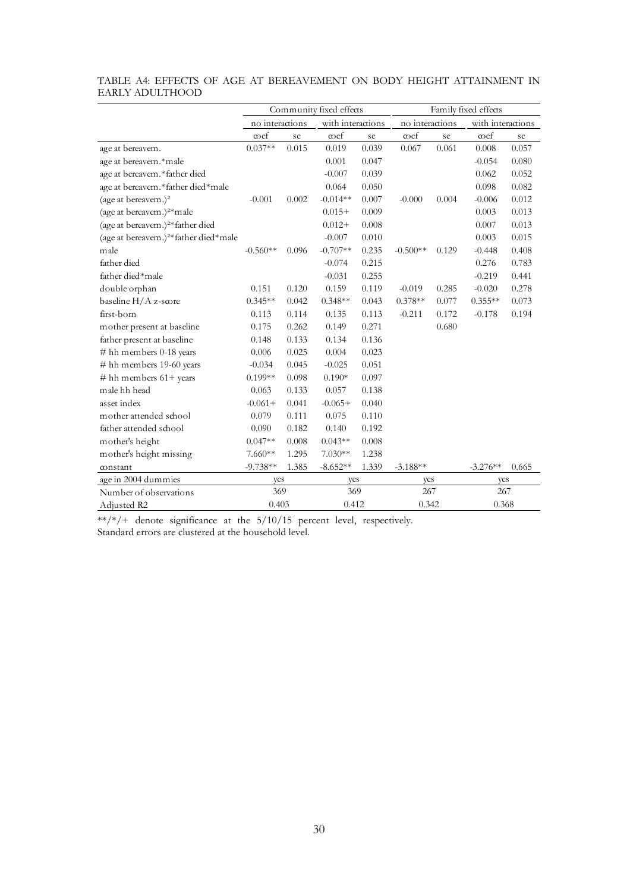TABLE A4: EFFECTS OF AGE AT BEREAVEMENT ON BODY HEIGHT ATTAINMENT IN EARLY ADULTHOOD

| | Community fixed effects | | | | Family fixed effects | | | |
|---|---|---|---|---|---|---|---|---|
| | no interactions | | with interactions | | no interactions | | with interactions | |
| | coef | se | coef | se | coef | se | coef | se |
| age at bereavem. | 0.037** | 0.015 | 0.019 | 0.039 | 0.067 | 0.061 | 0.008 | 0.057 |
| age at bereavem.*male | | | 0.001 | 0.047 | | | -0.054 | 0.080 |
| age at bereavem.*father died | | | -0.007 | 0.039 | | | 0.062 | 0.052 |
| age at bereavem.*father died*male | | | 0.064 | 0.050 | | | 0.098 | 0.082 |
| (age at bereavem.)² | -0.001 | 0.002 | -0.014** | 0.007 | -0.000 | 0.004 | -0.006 | 0.012 |
| (age at bereavem.)²*male | | | 0.015+ | 0.009 | | | 0.003 | 0.013 |
| (age at bereavem.)²*father died | | | 0.012+ | 0.008 | | | 0.007 | 0.013 |
| (age at bereavem.)²*father died*male | | | -0.007 | 0.010 | | | 0.003 | 0.015 |
| male | -0.560** | 0.096 | -0.707** | 0.235 | -0.500** | 0.129 | -0.448 | 0.408 |
| father died | | | -0.074 | 0.215 | | | 0.276 | 0.783 |
| father died*male | | | -0.031 | 0.255 | | | -0.219 | 0.441 |
| double orphan | 0.151 | 0.120 | 0.159 | 0.119 | -0.019 | 0.285 | -0.020 | 0.278 |
| baseline H/A z-score | 0.345** | 0.042 | 0.348** | 0.043 | 0.378** | 0.077 | 0.355** | 0.073 |
| first-born | 0.113 | 0.114 | 0.135 | 0.113 | -0.211 | 0.172 | -0.178 | 0.194 |
| mother present at baseline | 0.175 | 0.262 | 0.149 | 0.271 | | 0.680 | | |
| father present at baseline | 0.148 | 0.133 | 0.134 | 0.136 | | | | |
| # hh members 0-18 years | 0.006 | 0.025 | 0.004 | 0.023 | | | | |
| # hh members 19-60 years | -0.034 | 0.045 | -0.025 | 0.051 | | | | |
| # hh members 61+ years | 0.199** | 0.098 | 0.190* | 0.097 | | | | |
| male hh head | 0.063 | 0.133 | 0.057 | 0.138 | | | | |
| asset index | -0.061+ | 0.041 | -0.065+ | 0.040 | | | | |
| mother attended school | 0.079 | 0.111 | 0.075 | 0.110 | | | | |
| father attended school | 0.090 | 0.182 | 0.140 | 0.192 | | | | |
| mother's height | 0.047** | 0.008 | 0.043** | 0.008 | | | | |
| mother's height missing | 7.660** | 1.295 | 7.030** | 1.238 | | | | |
| constant | -9.738** | 1.385 | -8.652** | 1.339 | -3.188** | | -3.276** | 0.665 |
| age in 2004 dummies | yes | | yes | | yes | | yes | |
| Number of observations | 369 | | 369 | | 267 | | 267 | |
| Adjusted R2 | 0.403 | | 0.412 | | 0.342 | | 0.368 | |

**/*/+ denote significance at the 5/10/15 percent level, respectively.
Standard errors are clustered at the household level.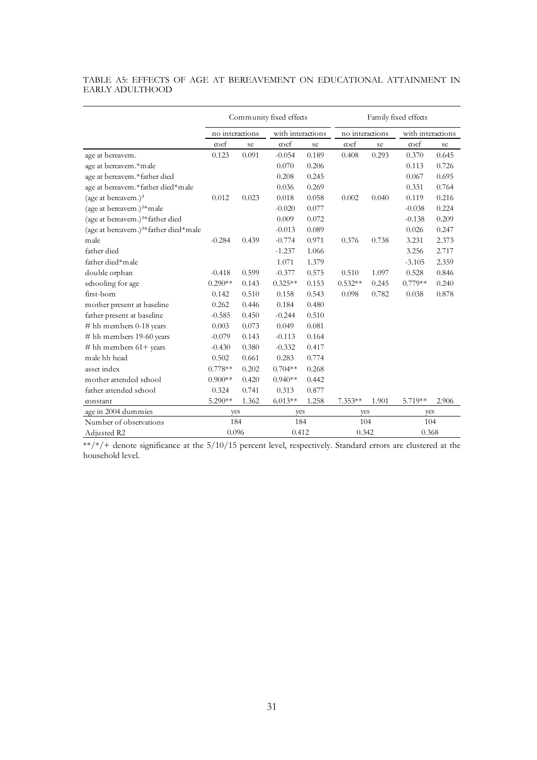TABLE A5: EFFECTS OF AGE AT BEREAVEMENT ON EDUCATIONAL ATTAINMENT IN EARLY ADULTHOOD

| | Community fixed effects | | | | Family fixed effects | | | |
|---|---|---|---|---|---|---|---|---|
| | no interactions | | with interactions | | no interactions | | with interactions | |
| | coef | se | coef | se | coef | se | coef | se |
| age at bereavem. | 0.123 | 0.091 | -0.054 | 0.189 | 0.408 | 0.293 | 0.370 | 0.645 |
| age at bereavem.*male | | | 0.070 | 0.206 | | | 0.113 | 0.726 |
| age at bereavem.*father died | | | 0.208 | 0.245 | | | 0.067 | 0.695 |
| age at bereavem.*father died*male | | | 0.036 | 0.269 | | | 0.331 | 0.764 |
| (age at bereavem.)² | 0.012 | 0.023 | 0.018 | 0.058 | 0.002 | 0.040 | 0.119 | 0.216 |
| (age at bereavem.)²*male | | | -0.020 | 0.077 | | | -0.038 | 0.224 |
| (age at bereavem.)²*father died | | | 0.009 | 0.072 | | | -0.138 | 0.209 |
| (age at bereavem.)²*father died*male | | | -0.013 | 0.089 | | | 0.026 | 0.247 |
| male | -0.284 | 0.439 | -0.774 | 0.971 | 0.376 | 0.738 | 3.231 | 2.373 |
| father died | | | -1.237 | 1.066 | | | 3.256 | 2.717 |
| father died*male | | | 1.071 | 1.379 | | | -3.105 | 2.359 |
| double orphan | -0.418 | 0.599 | -0.377 | 0.575 | 0.510 | 1.097 | 0.528 | 0.846 |
| schooling for age | 0.290** | 0.143 | 0.325** | 0.153 | 0.532** | 0.245 | 0.779** | 0.240 |
| first-born | 0.142 | 0.510 | 0.158 | 0.543 | 0.098 | 0.782 | 0.038 | 0.878 |
| mother present at baseline | 0.262 | 0.446 | 0.184 | 0.480 | | | | |
| father present at baseline | -0.585 | 0.450 | -0.244 | 0.510 | | | | |
| # hh members 0-18 years | 0.003 | 0.073 | 0.049 | 0.081 | | | | |
| # hh members 19-60 years | -0.079 | 0.143 | -0.113 | 0.164 | | | | |
| # hh members 61+ years | -0.430 | 0.380 | -0.332 | 0.417 | | | | |
| male hh head | 0.502 | 0.661 | 0.283 | 0.774 | | | | |
| asset index | 0.778** | 0.202 | 0.704** | 0.268 | | | | |
| mother attended school | 0.900** | 0.420 | 0.940** | 0.442 | | | | |
| father attended school | 0.324 | 0.741 | 0.313 | 0.877 | | | | |
| constant | 5.290** | 1.362 | 6.013** | 1.258 | 7.353** | 1.901 | 5.719** | 2.906 |
| age in 2004 dummies | yes | | yes | | yes | | yes | |
| Number of observations | 184 | | 184 | | 104 | | 104 | |
| Adjusted R2 | 0.096 | | 0.412 | | 0.342 | | 0.368 | |

**/*/+ denote significance at the 5/10/15 percent level, respectively. Standard errors are clustered at the household level.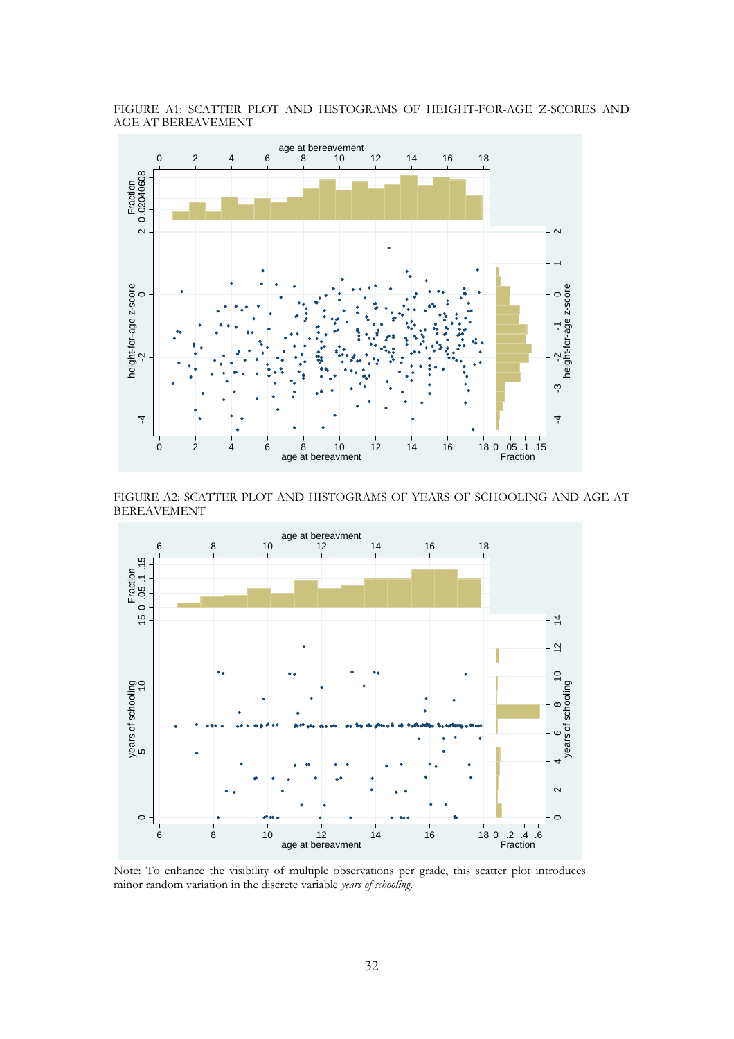FIGURE A1: SCATTER PLOT AND HISTOGRAMS OF HEIGHT-FOR-AGE Z-SCORES AND AGE AT BEREAVEMENT

age at bereavement

0 2 4 6 8 10 12 14 16 18

Fraction

0 .02 .04 .06 .08

height-for-age z-score

2 0 -2 -4

0 2 4 6 8 10 12 14 16 18

age at bereavment

0 .05 .1 .15

Fraction

2 1 0 -1 -2 -3 -4

height-for-age z-score

FIGURE A2: SCATTER PLOT AND HISTOGRAMS OF YEARS OF SCHOOLING AND AGE AT BEREAVEMENT

age at bereavment

6 8 10 12 14 16 18

Fraction

0 .05 .1 .15

years of schooling

15 10 5 0

6 8 10 12 14 16 18

age at bereavment

0 .2 .4 .6

Fraction

14 12 10 8 6 4 2 0

years of schooling

Note: To enhance the visibility of multiple observations per grade, this scatter plot introduces minor random variation in the discrete variable *years of schooling*.